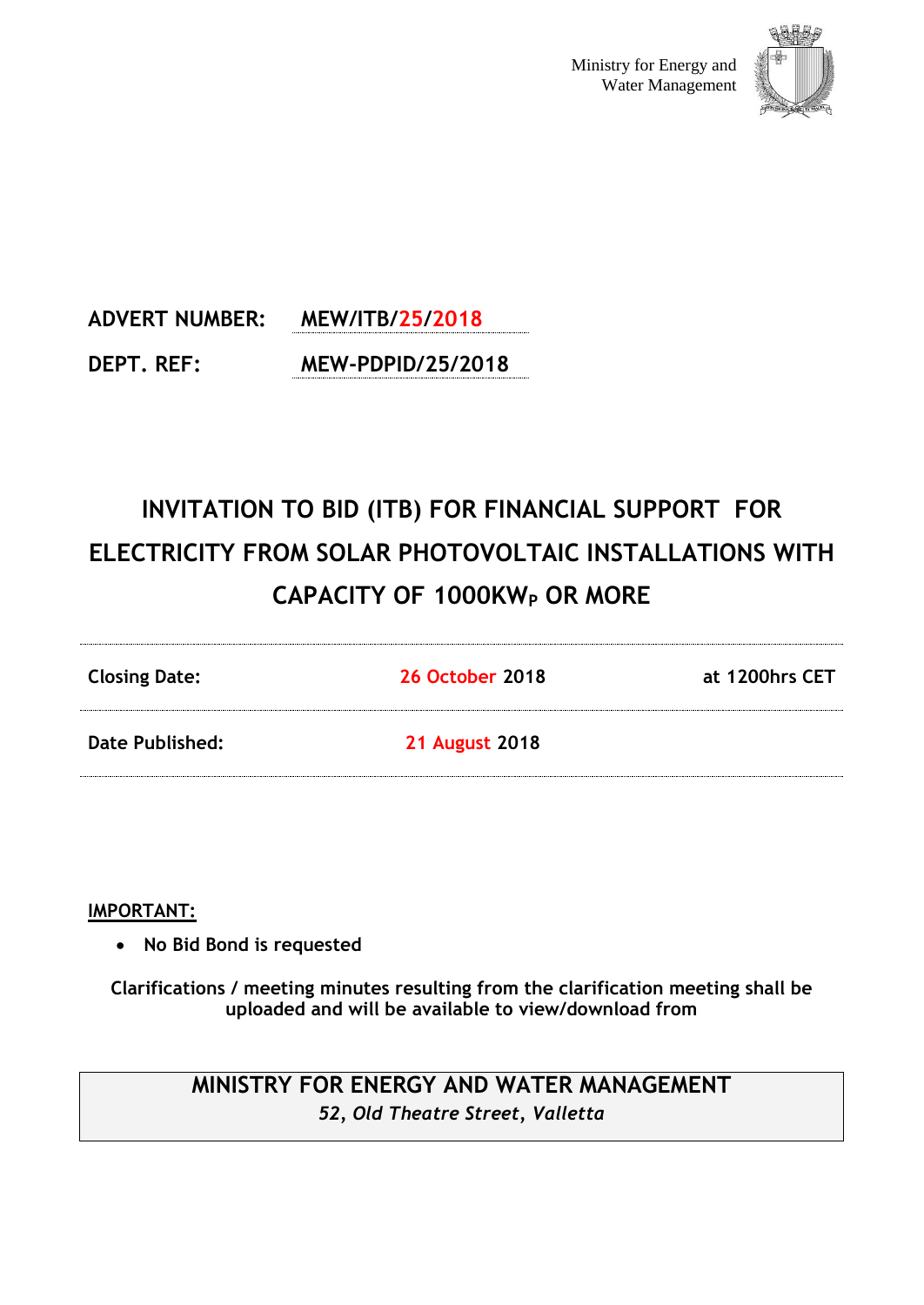Ministry for Energy and Water Management

**ADVERT NUMBER:** MEW/ITB/25/2018

**DEPT. REF:** MEW-PDPID/25/2018

# INVITATION TO BID (ITB) FOR FINANCIAL SUPPORT FOR ELECTRICITY FROM SOLAR PHOTOVOLTAIC INSTALLATIONS WITH CAPACITY OF 1000KW$_P$ OR MORE

| | | |
|---|---|---|
| **Closing Date:** | **26 October 2018** | **at 1200hrs CET** |
| **Date Published:** | **21 August 2018** | |

**IMPORTANT:**

- **No Bid Bond is requested**

**Clarifications / meeting minutes resulting from the clarification meeting shall be uploaded and will be available to view/download from**

**MINISTRY FOR ENERGY AND WATER MANAGEMENT**

***52, Old Theatre Street, Valletta***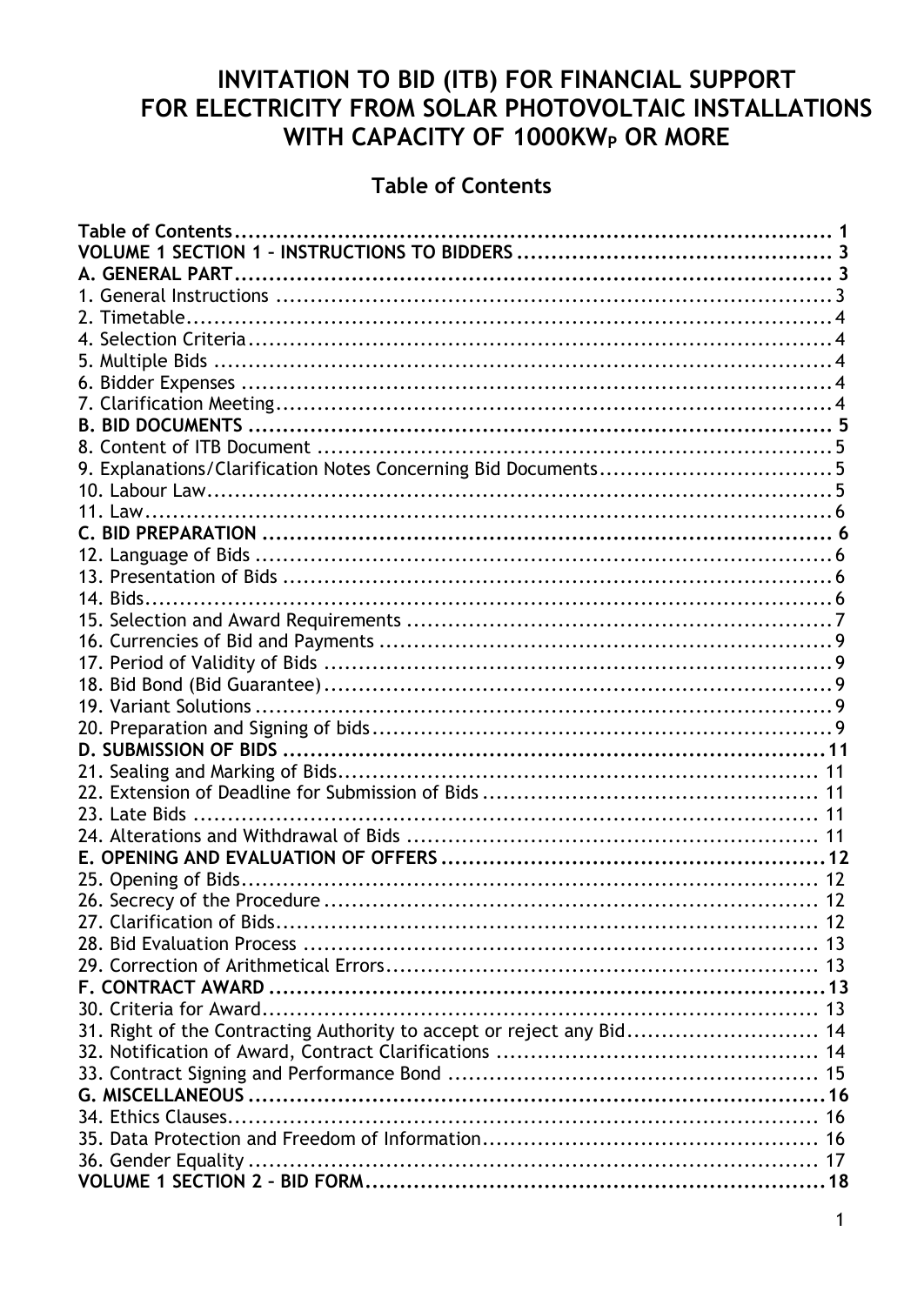# INVITATION TO BID (ITB) FOR FINANCIAL SUPPORT FOR ELECTRICITY FROM SOLAR PHOTOVOLTAIC INSTALLATIONS WITH CAPACITY OF 1000KW$_P$ OR MORE

## Table of Contents

**Table of Contents** ..... 1
**VOLUME 1 SECTION 1 – INSTRUCTIONS TO BIDDERS** ..... 3
**A. GENERAL PART** ..... 3
1. General Instructions ..... 3
2. Timetable ..... 4
4. Selection Criteria ..... 4
5. Multiple Bids ..... 4
6. Bidder Expenses ..... 4
7. Clarification Meeting ..... 4
**B. BID DOCUMENTS** ..... 5
8. Content of ITB Document ..... 5
9. Explanations/Clarification Notes Concerning Bid Documents ..... 5
10. Labour Law ..... 5
11. Law ..... 6
**C. BID PREPARATION** ..... 6
12. Language of Bids ..... 6
13. Presentation of Bids ..... 6
14. Bids ..... 6
15. Selection and Award Requirements ..... 7
16. Currencies of Bid and Payments ..... 9
17. Period of Validity of Bids ..... 9
18. Bid Bond (Bid Guarantee) ..... 9
19. Variant Solutions ..... 9
20. Preparation and Signing of bids ..... 9
**D. SUBMISSION OF BIDS** ..... 11
21. Sealing and Marking of Bids ..... 11
22. Extension of Deadline for Submission of Bids ..... 11
23. Late Bids ..... 11
24. Alterations and Withdrawal of Bids ..... 11
**E. OPENING AND EVALUATION OF OFFERS** ..... 12
25. Opening of Bids ..... 12
26. Secrecy of the Procedure ..... 12
27. Clarification of Bids ..... 12
28. Bid Evaluation Process ..... 13
29. Correction of Arithmetical Errors ..... 13
**F. CONTRACT AWARD** ..... 13
30. Criteria for Award ..... 13
31. Right of the Contracting Authority to accept or reject any Bid ..... 14
32. Notification of Award, Contract Clarifications ..... 14
33. Contract Signing and Performance Bond ..... 15
**G. MISCELLANEOUS** ..... 16
34. Ethics Clauses ..... 16
35. Data Protection and Freedom of Information ..... 16
36. Gender Equality ..... 17
**VOLUME 1 SECTION 2 – BID FORM** ..... 18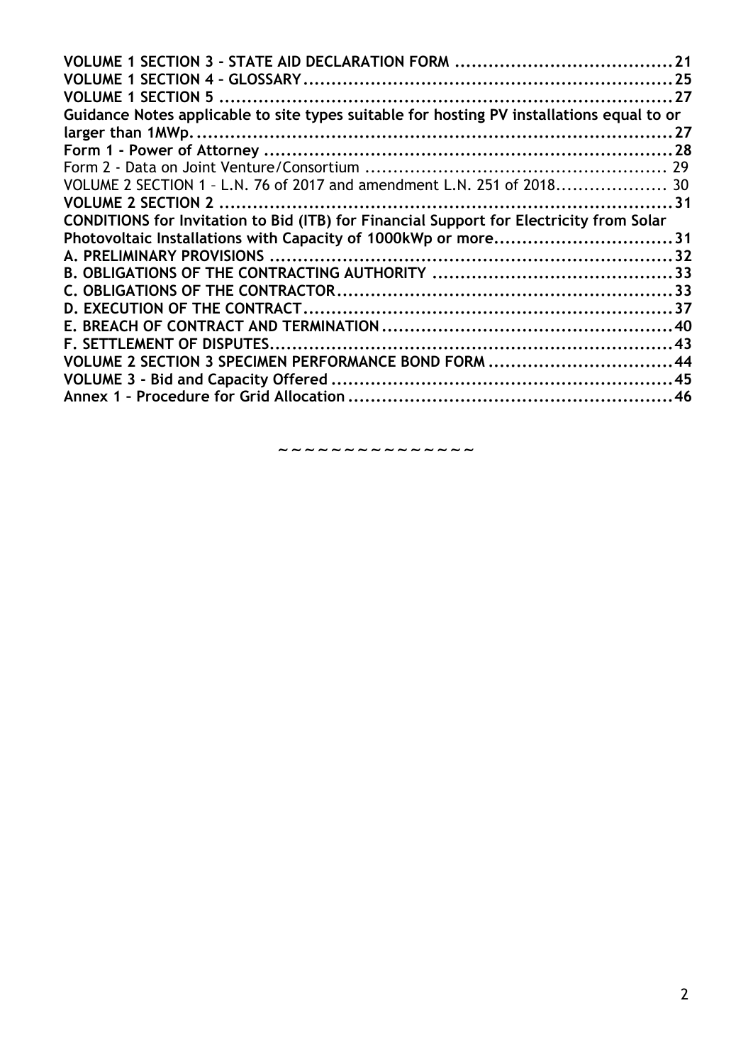**VOLUME 1 SECTION 3 - STATE AID DECLARATION FORM .......................................21**
**VOLUME 1 SECTION 4 – GLOSSARY..................................................................25**
**VOLUME 1 SECTION 5 .................................................................................27**
**Guidance Notes applicable to site types suitable for hosting PV installations equal to or larger than 1MWp. ......................................................................................27**
**Form 1 - Power of Attorney .........................................................................28**
Form 2 - Data on Joint Venture/Consortium ...................................................... 29
VOLUME 2 SECTION 1 – L.N. 76 of 2017 and amendment L.N. 251 of 2018.................... 30
**VOLUME 2 SECTION 2 ..................................................................................31**
**CONDITIONS for Invitation to Bid (ITB) for Financial Support for Electricity from Solar Photovoltaic Installations with Capacity of 1000kWp or more................................31**
**A. PRELIMINARY PROVISIONS ........................................................................32**
**B. OBLIGATIONS OF THE CONTRACTING AUTHORITY ...........................................33**
**C. OBLIGATIONS OF THE CONTRACTOR............................................................33**
**D. EXECUTION OF THE CONTRACT..................................................................37**
**E. BREACH OF CONTRACT AND TERMINATION....................................................40**
**F. SETTLEMENT OF DISPUTES........................................................................43**
**VOLUME 2 SECTION 3 SPECIMEN PERFORMANCE BOND FORM .................................44**
**VOLUME 3 - Bid and Capacity Offered .............................................................45**
**Annex 1 – Procedure for Grid Allocation ...........................................................46**

~ ~ ~ ~ ~ ~ ~ ~ ~ ~ ~ ~ ~ ~ ~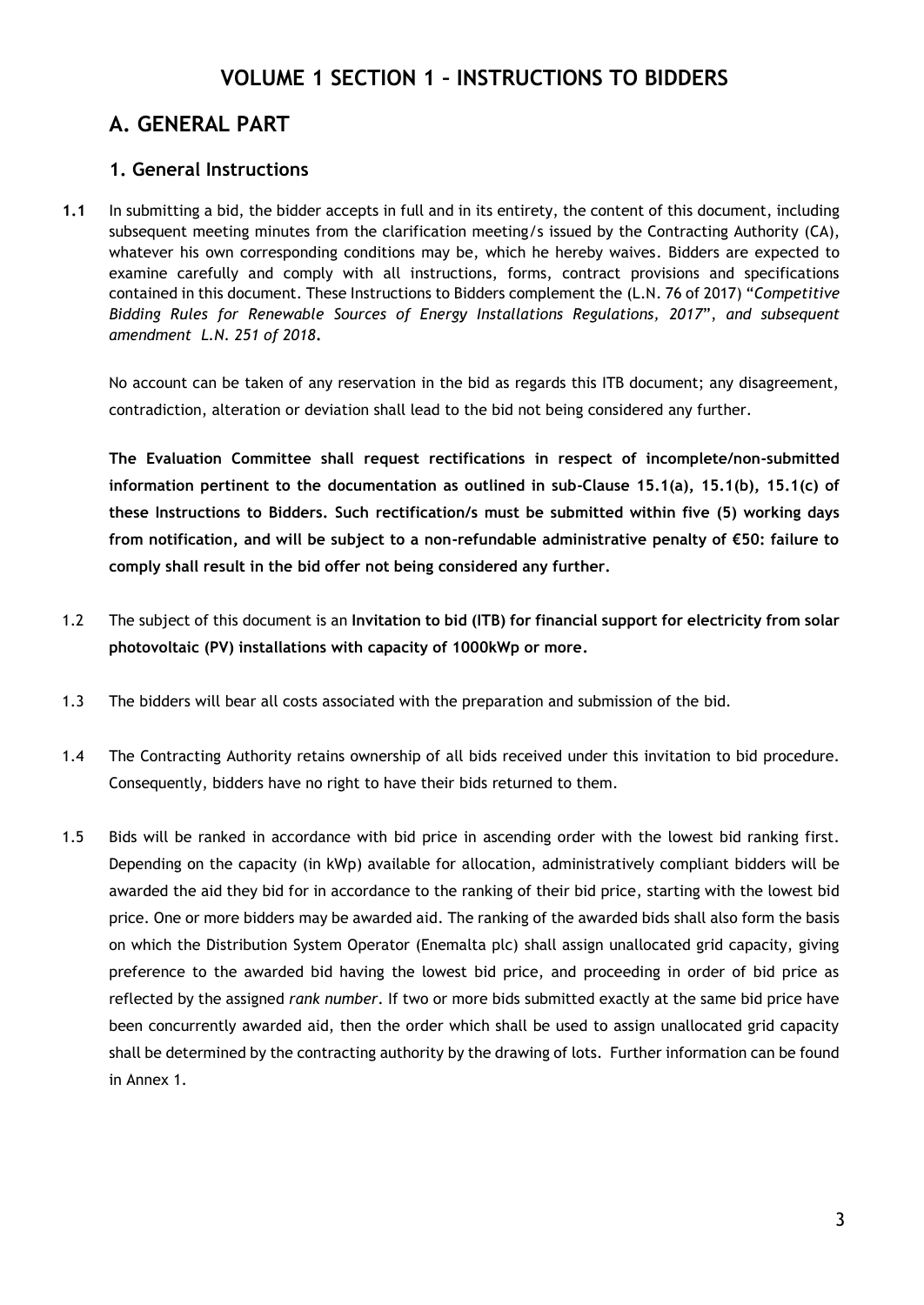# VOLUME 1 SECTION 1 – INSTRUCTIONS TO BIDDERS

## A. GENERAL PART

### 1. General Instructions

**1.1** In submitting a bid, the bidder accepts in full and in its entirety, the content of this document, including subsequent meeting minutes from the clarification meeting/s issued by the Contracting Authority (CA), whatever his own corresponding conditions may be, which he hereby waives. Bidders are expected to examine carefully and comply with all instructions, forms, contract provisions and specifications contained in this document. These Instructions to Bidders complement the (L.N. 76 of 2017) "*Competitive Bidding Rules for Renewable Sources of Energy Installations Regulations, 2017*", *and subsequent amendment L.N. 251 of 2018*.

No account can be taken of any reservation in the bid as regards this ITB document; any disagreement, contradiction, alteration or deviation shall lead to the bid not being considered any further.

**The Evaluation Committee shall request rectifications in respect of incomplete/non-submitted information pertinent to the documentation as outlined in sub-Clause 15.1(a), 15.1(b), 15.1(c) of these Instructions to Bidders. Such rectification/s must be submitted within five (5) working days from notification, and will be subject to a non-refundable administrative penalty of €50: failure to comply shall result in the bid offer not being considered any further.**

1.2 The subject of this document is an **Invitation to bid (ITB) for financial support for electricity from solar photovoltaic (PV) installations with capacity of 1000kWp or more.**

1.3 The bidders will bear all costs associated with the preparation and submission of the bid.

1.4 The Contracting Authority retains ownership of all bids received under this invitation to bid procedure. Consequently, bidders have no right to have their bids returned to them.

1.5 Bids will be ranked in accordance with bid price in ascending order with the lowest bid ranking first. Depending on the capacity (in kWp) available for allocation, administratively compliant bidders will be awarded the aid they bid for in accordance to the ranking of their bid price, starting with the lowest bid price. One or more bidders may be awarded aid. The ranking of the awarded bids shall also form the basis on which the Distribution System Operator (Enemalta plc) shall assign unallocated grid capacity, giving preference to the awarded bid having the lowest bid price, and proceeding in order of bid price as reflected by the assigned *rank number*. If two or more bids submitted exactly at the same bid price have been concurrently awarded aid, then the order which shall be used to assign unallocated grid capacity shall be determined by the contracting authority by the drawing of lots. Further information can be found in Annex 1.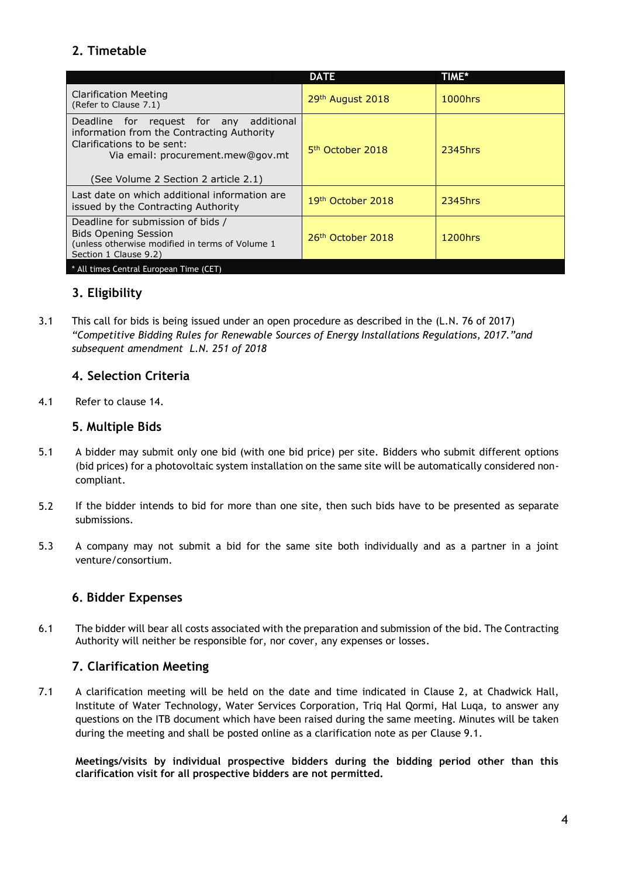## 2. Timetable

| | DATE | TIME* |
|---|---|---|
| Clarification Meeting (Refer to Clause 7.1) | 29th August 2018 | 1000hrs |
| Deadline for request for any additional information from the Contracting Authority Clarifications to be sent: Via email: procurement.mew@gov.mt (See Volume 2 Section 2 article 2.1) | 5th October 2018 | 2345hrs |
| Last date on which additional information are issued by the Contracting Authority | 19th October 2018 | 2345hrs |
| Deadline for submission of bids / Bids Opening Session (unless otherwise modified in terms of Volume 1 Section 1 Clause 9.2) | 26th October 2018 | 1200hrs |
| * All times Central European Time (CET) | | |

## 3. Eligibility

3.1 This call for bids is being issued under an open procedure as described in the (L.N. 76 of 2017) *"Competitive Bidding Rules for Renewable Sources of Energy Installations Regulations, 2017."and subsequent amendment L.N. 251 of 2018*

## 4. Selection Criteria

4.1 Refer to clause 14.

## 5. Multiple Bids

5.1 A bidder may submit only one bid (with one bid price) per site. Bidders who submit different options (bid prices) for a photovoltaic system installation on the same site will be automatically considered non-compliant.

5.2 If the bidder intends to bid for more than one site, then such bids have to be presented as separate submissions.

5.3 A company may not submit a bid for the same site both individually and as a partner in a joint venture/consortium.

## 6. Bidder Expenses

6.1 The bidder will bear all costs associated with the preparation and submission of the bid. The Contracting Authority will neither be responsible for, nor cover, any expenses or losses.

## 7. Clarification Meeting

7.1 A clarification meeting will be held on the date and time indicated in Clause 2, at Chadwick Hall, Institute of Water Technology, Water Services Corporation, Triq Hal Qormi, Hal Luqa, to answer any questions on the ITB document which have been raised during the same meeting. Minutes will be taken during the meeting and shall be posted online as a clarification note as per Clause 9.1.

**Meetings/visits by individual prospective bidders during the bidding period other than this clarification visit for all prospective bidders are not permitted.**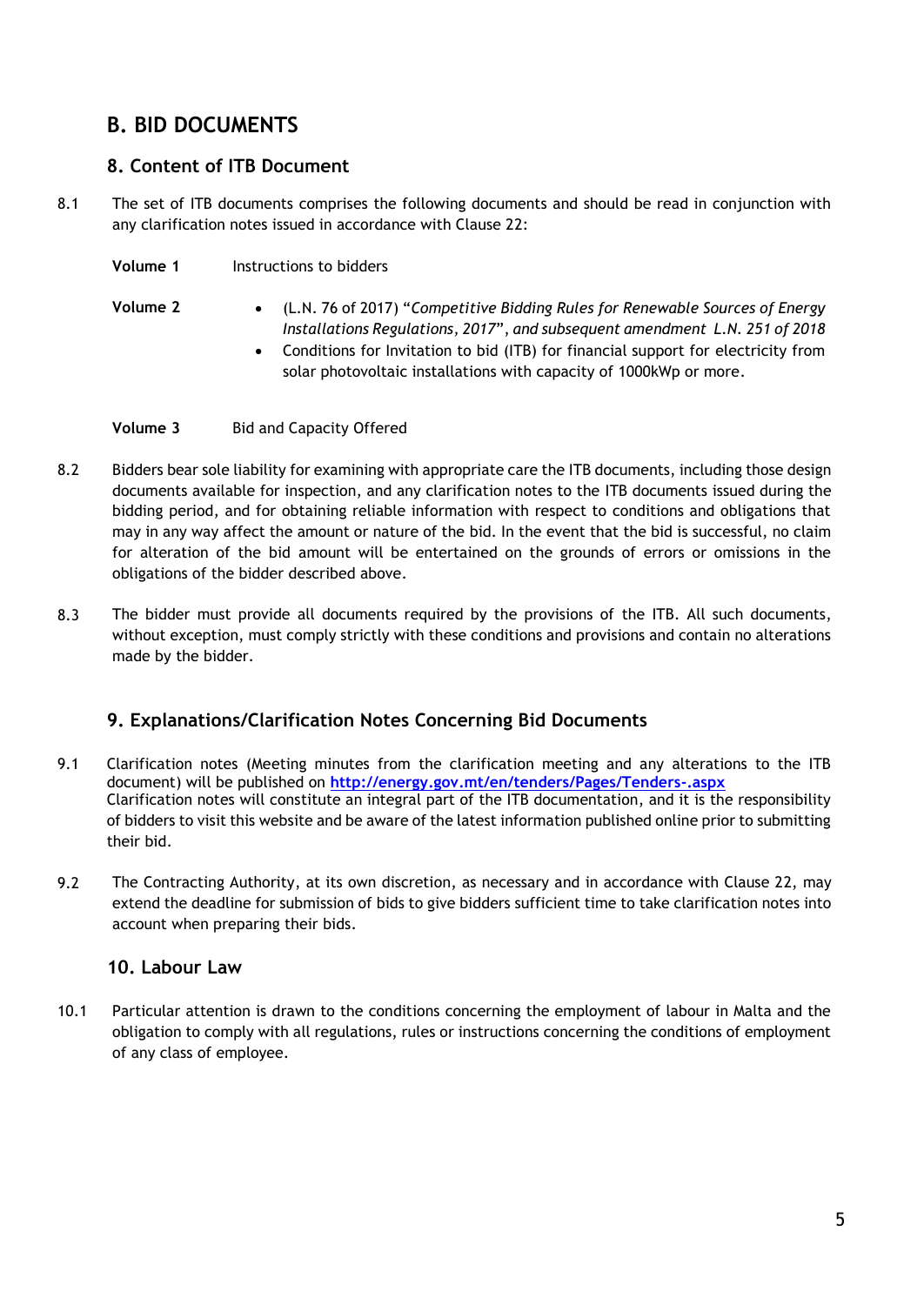## B. BID DOCUMENTS

### 8. Content of ITB Document

8.1 The set of ITB documents comprises the following documents and should be read in conjunction with any clarification notes issued in accordance with Clause 22:

**Volume 1** Instructions to bidders

**Volume 2**

- (L.N. 76 of 2017) "*Competitive Bidding Rules for Renewable Sources of Energy Installations Regulations, 2017*", *and subsequent amendment L.N. 251 of 2018*
- Conditions for Invitation to bid (ITB) for financial support for electricity from solar photovoltaic installations with capacity of 1000kWp or more.

**Volume 3** Bid and Capacity Offered

8.2 Bidders bear sole liability for examining with appropriate care the ITB documents, including those design documents available for inspection, and any clarification notes to the ITB documents issued during the bidding period, and for obtaining reliable information with respect to conditions and obligations that may in any way affect the amount or nature of the bid. In the event that the bid is successful, no claim for alteration of the bid amount will be entertained on the grounds of errors or omissions in the obligations of the bidder described above.

8.3 The bidder must provide all documents required by the provisions of the ITB. All such documents, without exception, must comply strictly with these conditions and provisions and contain no alterations made by the bidder.

### 9. Explanations/Clarification Notes Concerning Bid Documents

9.1 Clarification notes (Meeting minutes from the clarification meeting and any alterations to the ITB document) will be published on **http://energy.gov.mt/en/tenders/Pages/Tenders-.aspx**
Clarification notes will constitute an integral part of the ITB documentation, and it is the responsibility of bidders to visit this website and be aware of the latest information published online prior to submitting their bid.

9.2 The Contracting Authority, at its own discretion, as necessary and in accordance with Clause 22, may extend the deadline for submission of bids to give bidders sufficient time to take clarification notes into account when preparing their bids.

### 10. Labour Law

10.1 Particular attention is drawn to the conditions concerning the employment of labour in Malta and the obligation to comply with all regulations, rules or instructions concerning the conditions of employment of any class of employee.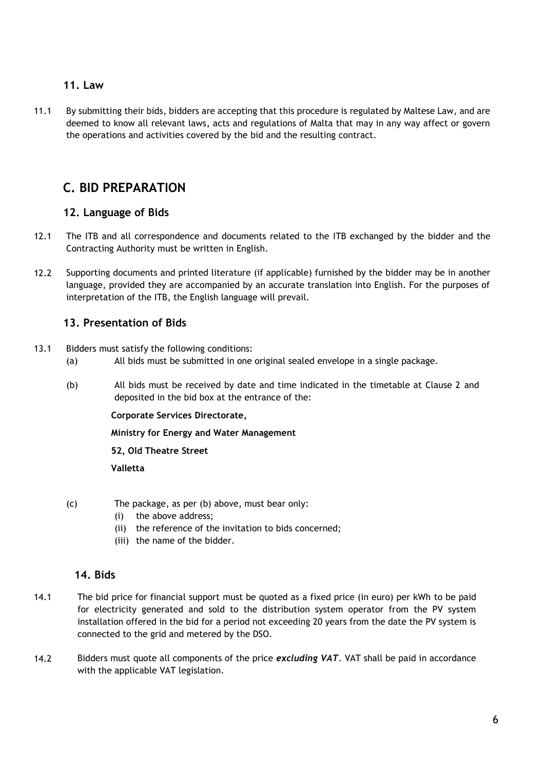## 11. Law

11.1 By submitting their bids, bidders are accepting that this procedure is regulated by Maltese Law, and are deemed to know all relevant laws, acts and regulations of Malta that may in any way affect or govern the operations and activities covered by the bid and the resulting contract.

# C. BID PREPARATION

## 12. Language of Bids

12.1 The ITB and all correspondence and documents related to the ITB exchanged by the bidder and the Contracting Authority must be written in English.

12.2 Supporting documents and printed literature (if applicable) furnished by the bidder may be in another language, provided they are accompanied by an accurate translation into English. For the purposes of interpretation of the ITB, the English language will prevail.

## 13. Presentation of Bids

13.1 Bidders must satisfy the following conditions:

(a) All bids must be submitted in one original sealed envelope in a single package.

(b) All bids must be received by date and time indicated in the timetable at Clause 2 and deposited in the bid box at the entrance of the:

**Corporate Services Directorate,**

**Ministry for Energy and Water Management**

**52, Old Theatre Street**

**Valletta**

(c) The package, as per (b) above, must bear only:

(i) the above address;

(ii) the reference of the invitation to bids concerned;

(iii) the name of the bidder.

## 14. Bids

14.1 The bid price for financial support must be quoted as a fixed price (in euro) per kWh to be paid for electricity generated and sold to the distribution system operator from the PV system installation offered in the bid for a period not exceeding 20 years from the date the PV system is connected to the grid and metered by the DSO.

14.2 Bidders must quote all components of the price ***excluding VAT***. VAT shall be paid in accordance with the applicable VAT legislation.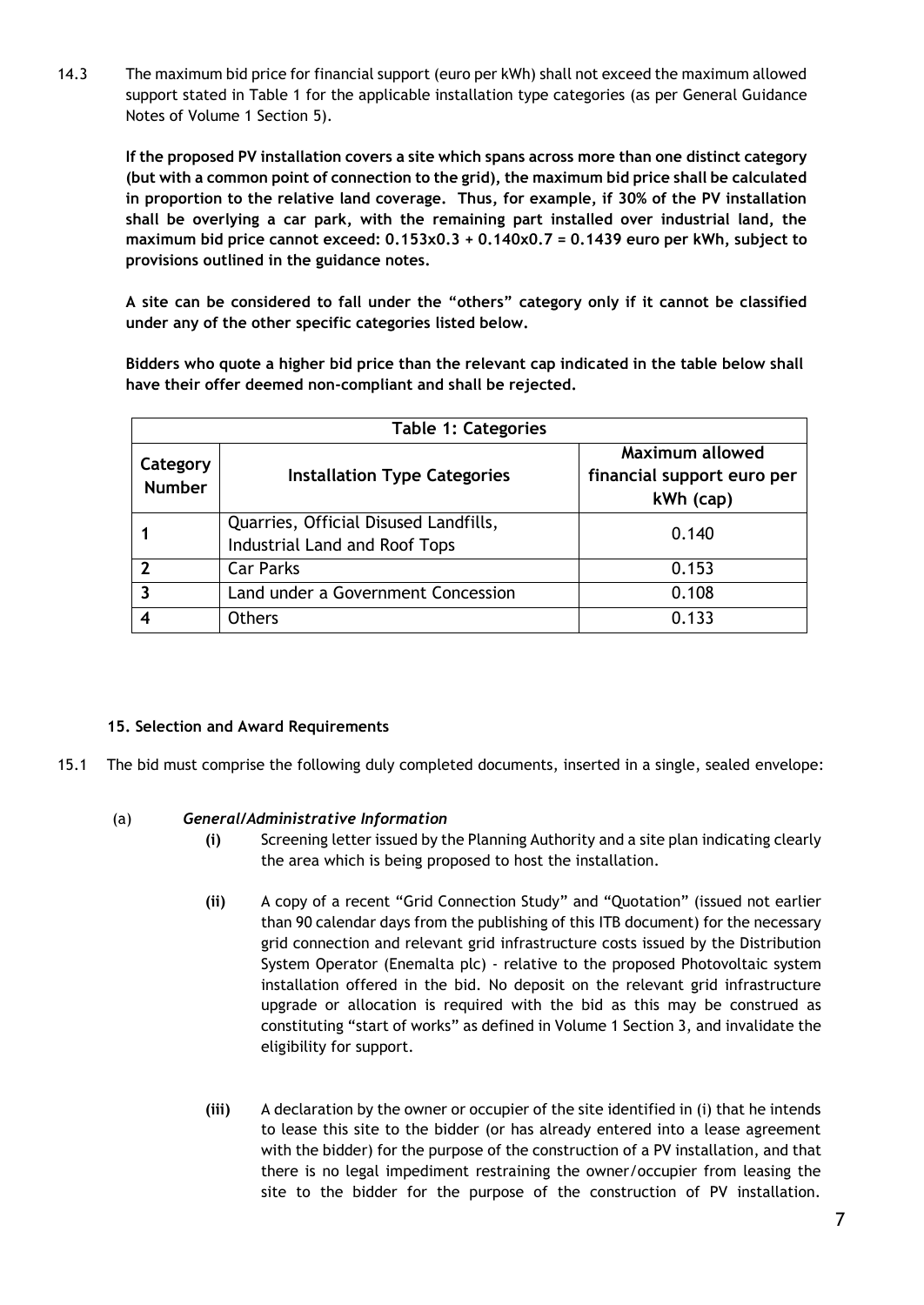14.3 The maximum bid price for financial support (euro per kWh) shall not exceed the maximum allowed support stated in Table 1 for the applicable installation type categories (as per General Guidance Notes of Volume 1 Section 5).

**If the proposed PV installation covers a site which spans across more than one distinct category (but with a common point of connection to the grid), the maximum bid price shall be calculated in proportion to the relative land coverage. Thus, for example, if 30% of the PV installation shall be overlying a car park, with the remaining part installed over industrial land, the maximum bid price cannot exceed: 0.153x0.3 + 0.140x0.7 = 0.1439 euro per kWh, subject to provisions outlined in the guidance notes.**

**A site can be considered to fall under the "others" category only if it cannot be classified under any of the other specific categories listed below.**

**Bidders who quote a higher bid price than the relevant cap indicated in the table below shall have their offer deemed non-compliant and shall be rejected.**

**Table 1: Categories**

| Category Number | Installation Type Categories | Maximum allowed financial support euro per kWh (cap) |
|---|---|---|
| 1 | Quarries, Official Disused Landfills, Industrial Land and Roof Tops | 0.140 |
| 2 | Car Parks | 0.153 |
| 3 | Land under a Government Concession | 0.108 |
| 4 | Others | 0.133 |

### 15. Selection and Award Requirements

15.1 The bid must comprise the following duly completed documents, inserted in a single, sealed envelope:

(a) ***General/Administrative Information***

**(i)** Screening letter issued by the Planning Authority and a site plan indicating clearly the area which is being proposed to host the installation.

**(ii)** A copy of a recent "Grid Connection Study" and "Quotation" (issued not earlier than 90 calendar days from the publishing of this ITB document) for the necessary grid connection and relevant grid infrastructure costs issued by the Distribution System Operator (Enemalta plc) - relative to the proposed Photovoltaic system installation offered in the bid. No deposit on the relevant grid infrastructure upgrade or allocation is required with the bid as this may be construed as constituting "start of works" as defined in Volume 1 Section 3, and invalidate the eligibility for support.

**(iii)** A declaration by the owner or occupier of the site identified in (i) that he intends to lease this site to the bidder (or has already entered into a lease agreement with the bidder) for the purpose of the construction of a PV installation, and that there is no legal impediment restraining the owner/occupier from leasing the site to the bidder for the purpose of the construction of PV installation.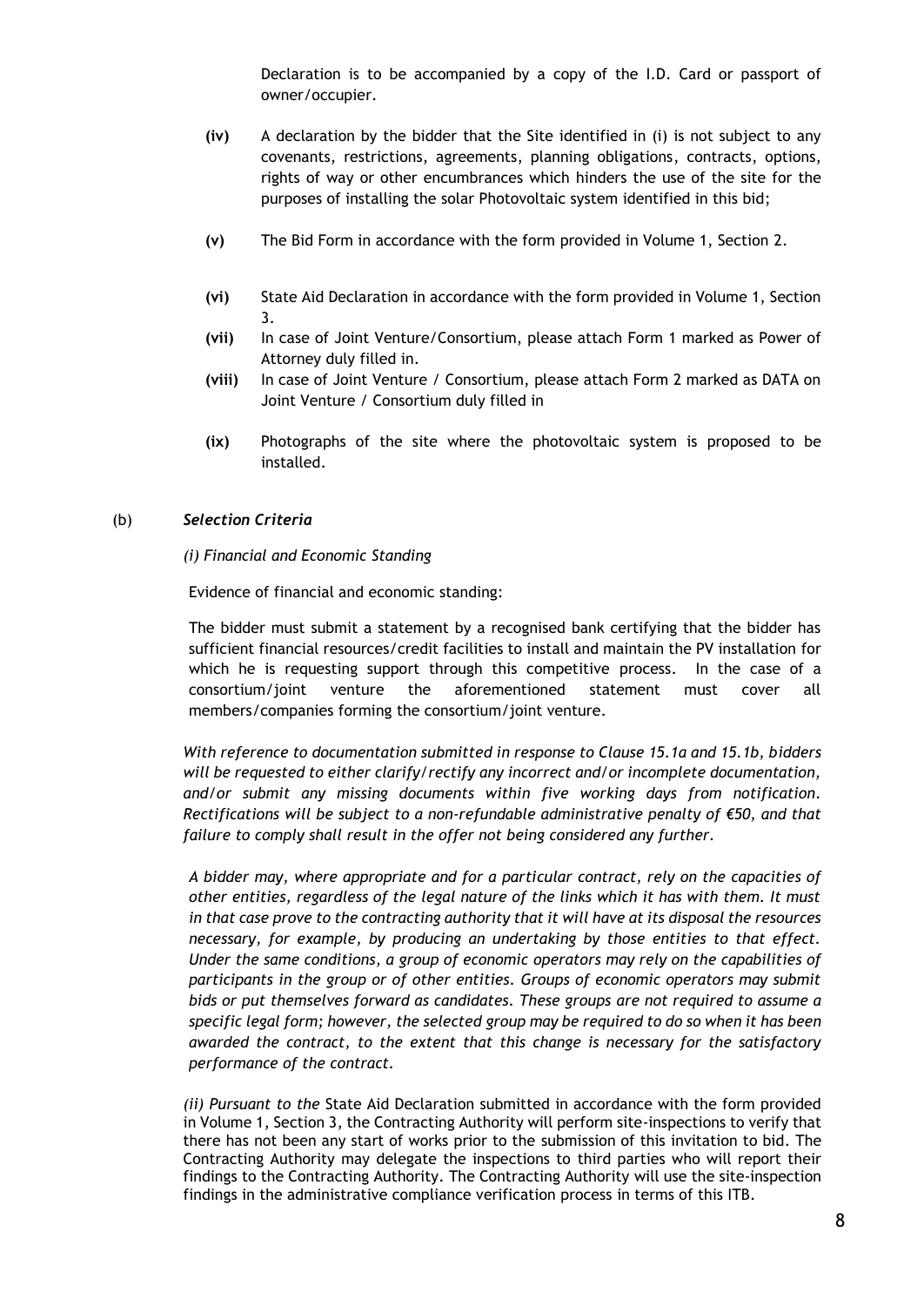Declaration is to be accompanied by a copy of the I.D. Card or passport of owner/occupier.

**(iv)** A declaration by the bidder that the Site identified in (i) is not subject to any covenants, restrictions, agreements, planning obligations, contracts, options, rights of way or other encumbrances which hinders the use of the site for the purposes of installing the solar Photovoltaic system identified in this bid;

**(v)** The Bid Form in accordance with the form provided in Volume 1, Section 2.

**(vi)** State Aid Declaration in accordance with the form provided in Volume 1, Section 3.

**(vii)** In case of Joint Venture/Consortium, please attach Form 1 marked as Power of Attorney duly filled in.

**(viii)** In case of Joint Venture / Consortium, please attach Form 2 marked as DATA on Joint Venture / Consortium duly filled in

**(ix)** Photographs of the site where the photovoltaic system is proposed to be installed.

(b) ***Selection Criteria***

*(i) Financial and Economic Standing*

Evidence of financial and economic standing:

The bidder must submit a statement by a recognised bank certifying that the bidder has sufficient financial resources/credit facilities to install and maintain the PV installation for which he is requesting support through this competitive process. In the case of a consortium/joint venture the aforementioned statement must cover all members/companies forming the consortium/joint venture.

*With reference to documentation submitted in response to Clause 15.1a and 15.1b, bidders will be requested to either clarify/rectify any incorrect and/or incomplete documentation, and/or submit any missing documents within five working days from notification. Rectifications will be subject to a non-refundable administrative penalty of €50, and that failure to comply shall result in the offer not being considered any further.*

*A bidder may, where appropriate and for a particular contract, rely on the capacities of other entities, regardless of the legal nature of the links which it has with them. It must in that case prove to the contracting authority that it will have at its disposal the resources necessary, for example, by producing an undertaking by those entities to that effect. Under the same conditions, a group of economic operators may rely on the capabilities of participants in the group or of other entities. Groups of economic operators may submit bids or put themselves forward as candidates. These groups are not required to assume a specific legal form; however, the selected group may be required to do so when it has been awarded the contract, to the extent that this change is necessary for the satisfactory performance of the contract.*

*(ii) Pursuant to the* State Aid Declaration submitted in accordance with the form provided in Volume 1, Section 3, the Contracting Authority will perform site-inspections to verify that there has not been any start of works prior to the submission of this invitation to bid. The Contracting Authority may delegate the inspections to third parties who will report their findings to the Contracting Authority. The Contracting Authority will use the site-inspection findings in the administrative compliance verification process in terms of this ITB.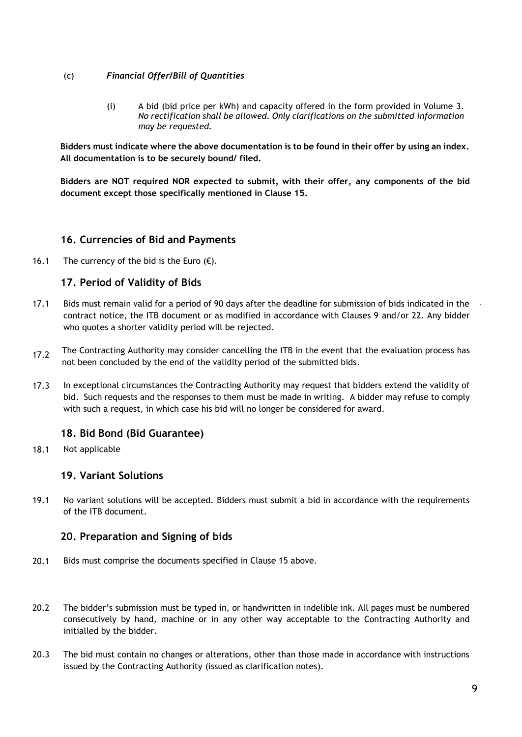(c) ***Financial Offer/Bill of Quantities***

(i) A bid (bid price per kWh) and capacity offered in the form provided in Volume 3. *No rectification shall be allowed. Only clarifications on the submitted information may be requested.*

**Bidders must indicate where the above documentation is to be found in their offer by using an index. All documentation is to be securely bound/ filed.**

**Bidders are NOT required NOR expected to submit, with their offer, any components of the bid document except those specifically mentioned in Clause 15.**

## 16. Currencies of Bid and Payments

16.1 The currency of the bid is the Euro (€).

## 17. Period of Validity of Bids

17.1 Bids must remain valid for a period of 90 days after the deadline for submission of bids indicated in the contract notice, the ITB document or as modified in accordance with Clauses 9 and/or 22. Any bidder who quotes a shorter validity period will be rejected.

17.2 The Contracting Authority may consider cancelling the ITB in the event that the evaluation process has not been concluded by the end of the validity period of the submitted bids.

17.3 In exceptional circumstances the Contracting Authority may request that bidders extend the validity of bid. Such requests and the responses to them must be made in writing. A bidder may refuse to comply with such a request, in which case his bid will no longer be considered for award.

## 18. Bid Bond (Bid Guarantee)

18.1 Not applicable

## 19. Variant Solutions

19.1 No variant solutions will be accepted. Bidders must submit a bid in accordance with the requirements of the ITB document.

## 20. Preparation and Signing of bids

20.1 Bids must comprise the documents specified in Clause 15 above.

20.2 The bidder's submission must be typed in, or handwritten in indelible ink. All pages must be numbered consecutively by hand, machine or in any other way acceptable to the Contracting Authority and initialled by the bidder.

20.3 The bid must contain no changes or alterations, other than those made in accordance with instructions issued by the Contracting Authority (issued as clarification notes).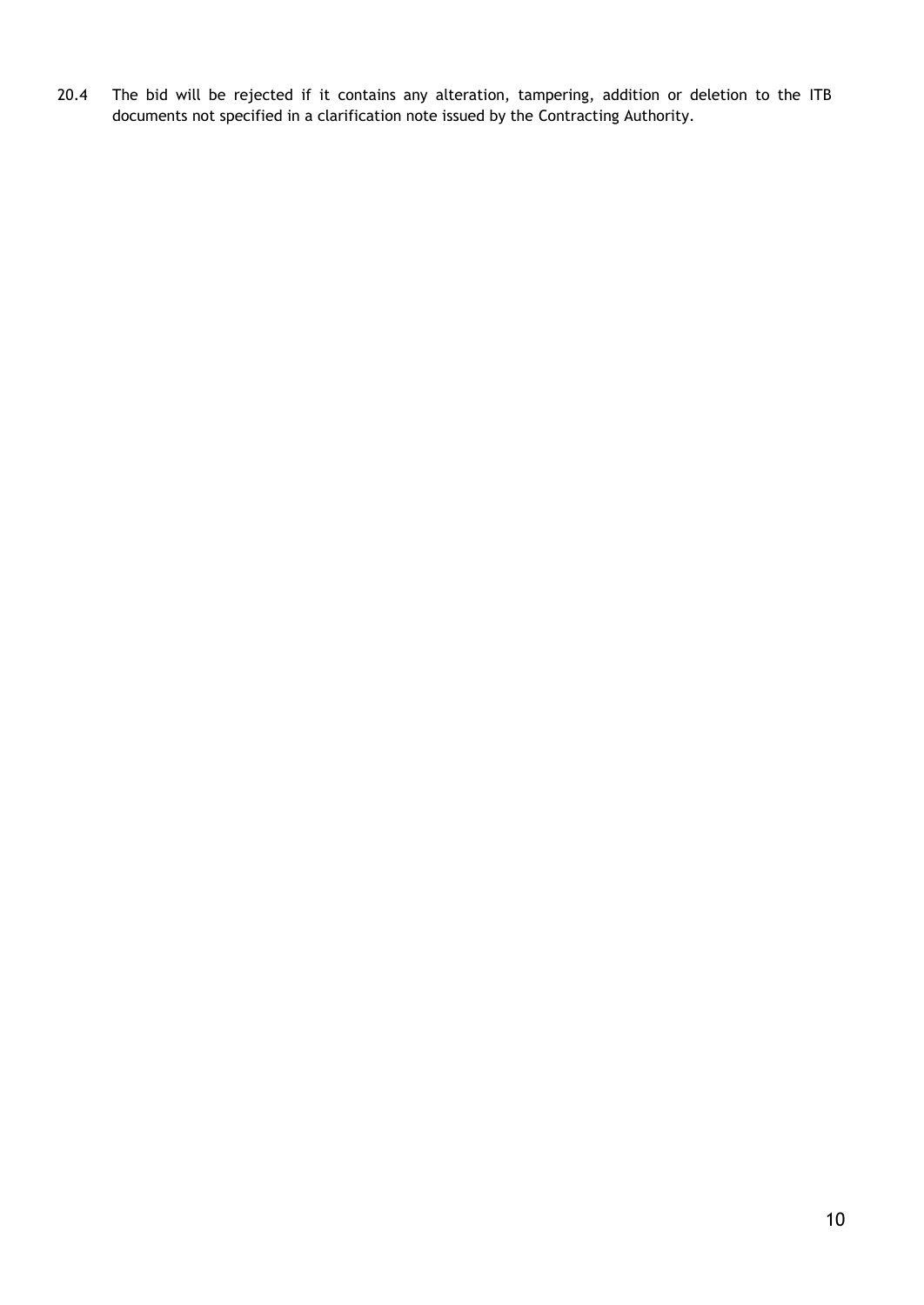20.4 The bid will be rejected if it contains any alteration, tampering, addition or deletion to the ITB documents not specified in a clarification note issued by the Contracting Authority.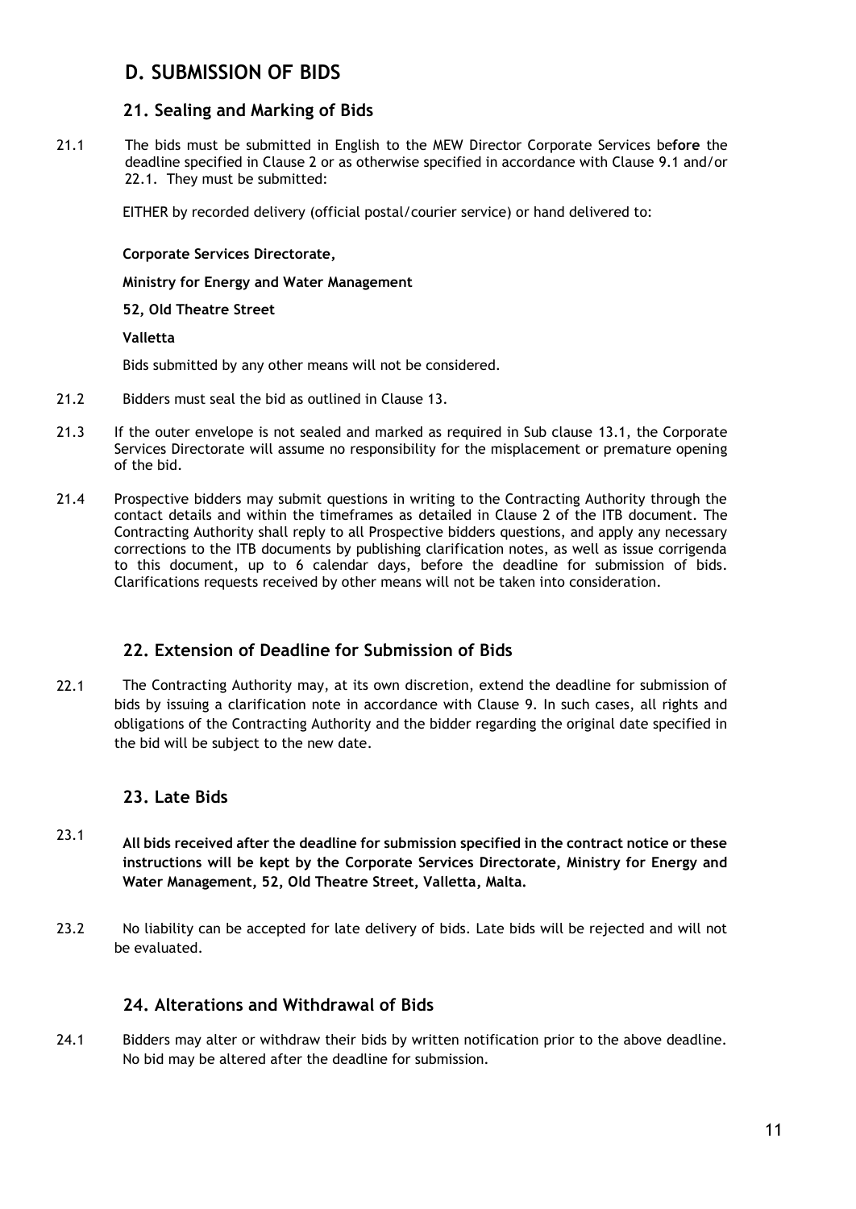## D. SUBMISSION OF BIDS

### 21. Sealing and Marking of Bids

21.1 The bids must be submitted in English to the MEW Director Corporate Services be**fore** the deadline specified in Clause 2 or as otherwise specified in accordance with Clause 9.1 and/or 22.1. They must be submitted:

EITHER by recorded delivery (official postal/courier service) or hand delivered to:

**Corporate Services Directorate,**

**Ministry for Energy and Water Management**

**52, Old Theatre Street**

**Valletta**

Bids submitted by any other means will not be considered.

21.2 Bidders must seal the bid as outlined in Clause 13.

21.3 If the outer envelope is not sealed and marked as required in Sub clause 13.1, the Corporate Services Directorate will assume no responsibility for the misplacement or premature opening of the bid.

21.4 Prospective bidders may submit questions in writing to the Contracting Authority through the contact details and within the timeframes as detailed in Clause 2 of the ITB document. The Contracting Authority shall reply to all Prospective bidders questions, and apply any necessary corrections to the ITB documents by publishing clarification notes, as well as issue corrigenda to this document, up to 6 calendar days, before the deadline for submission of bids. Clarifications requests received by other means will not be taken into consideration.

### 22. Extension of Deadline for Submission of Bids

22.1 The Contracting Authority may, at its own discretion, extend the deadline for submission of bids by issuing a clarification note in accordance with Clause 9. In such cases, all rights and obligations of the Contracting Authority and the bidder regarding the original date specified in the bid will be subject to the new date.

### 23. Late Bids

23.1 **All bids received after the deadline for submission specified in the contract notice or these instructions will be kept by the Corporate Services Directorate, Ministry for Energy and Water Management, 52, Old Theatre Street, Valletta, Malta.**

23.2 No liability can be accepted for late delivery of bids. Late bids will be rejected and will not be evaluated.

### 24. Alterations and Withdrawal of Bids

24.1 Bidders may alter or withdraw their bids by written notification prior to the above deadline. No bid may be altered after the deadline for submission.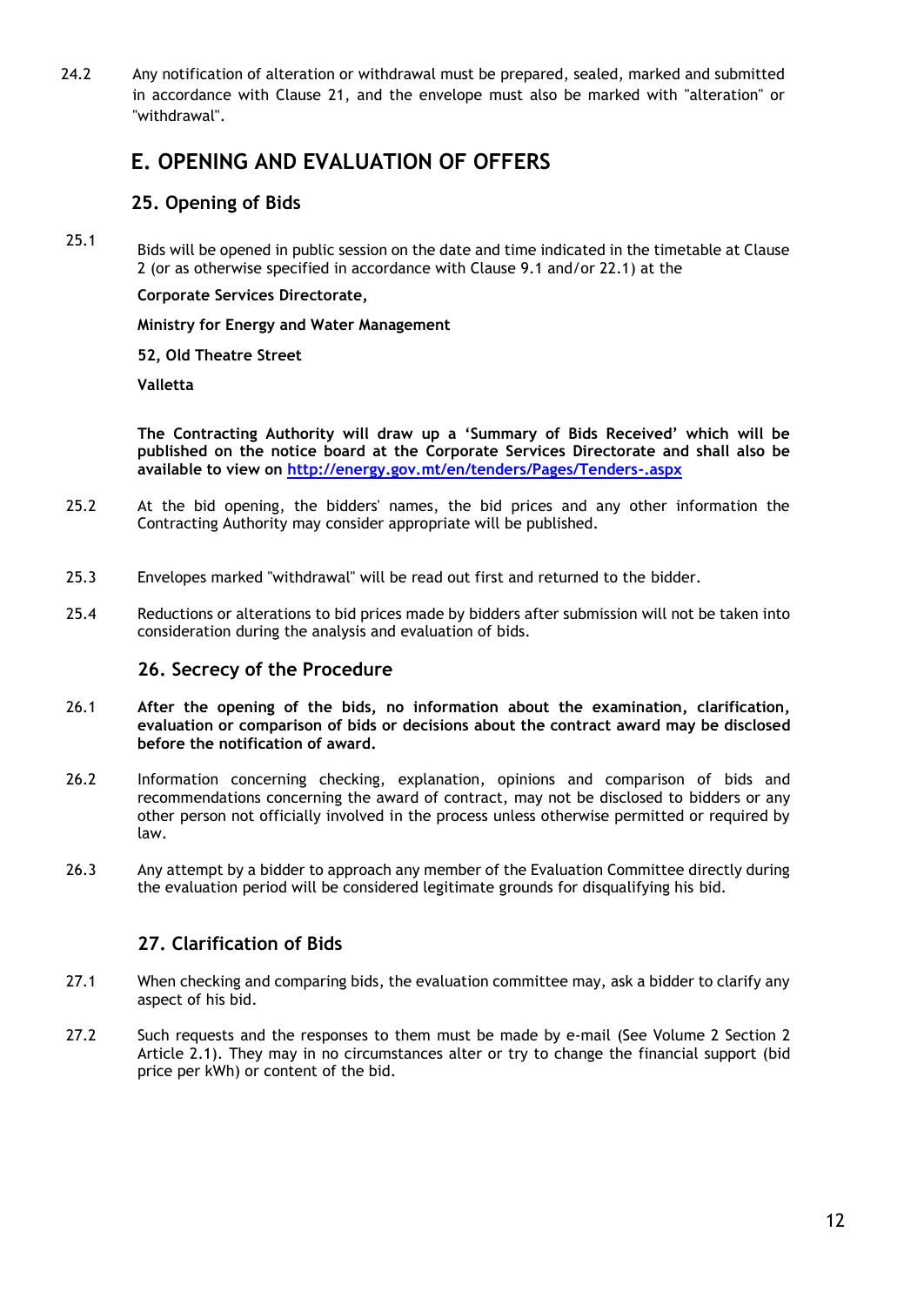24.2 Any notification of alteration or withdrawal must be prepared, sealed, marked and submitted in accordance with Clause 21, and the envelope must also be marked with "alteration" or "withdrawal".

## E. OPENING AND EVALUATION OF OFFERS

### 25. Opening of Bids

25.1 Bids will be opened in public session on the date and time indicated in the timetable at Clause 2 (or as otherwise specified in accordance with Clause 9.1 and/or 22.1) at the

**Corporate Services Directorate,**

**Ministry for Energy and Water Management**

**52, Old Theatre Street**

**Valletta**

**The Contracting Authority will draw up a 'Summary of Bids Received' which will be published on the notice board at the Corporate Services Directorate and shall also be available to view on [http://energy.gov.mt/en/tenders/Pages/Tenders-.aspx](http://energy.gov.mt/en/tenders/Pages/Tenders-.aspx)**

25.2 At the bid opening, the bidders' names, the bid prices and any other information the Contracting Authority may consider appropriate will be published.

25.3 Envelopes marked "withdrawal" will be read out first and returned to the bidder.

25.4 Reductions or alterations to bid prices made by bidders after submission will not be taken into consideration during the analysis and evaluation of bids.

### 26. Secrecy of the Procedure

26.1 **After the opening of the bids, no information about the examination, clarification, evaluation or comparison of bids or decisions about the contract award may be disclosed before the notification of award.**

26.2 Information concerning checking, explanation, opinions and comparison of bids and recommendations concerning the award of contract, may not be disclosed to bidders or any other person not officially involved in the process unless otherwise permitted or required by law.

26.3 Any attempt by a bidder to approach any member of the Evaluation Committee directly during the evaluation period will be considered legitimate grounds for disqualifying his bid.

### 27. Clarification of Bids

27.1 When checking and comparing bids, the evaluation committee may, ask a bidder to clarify any aspect of his bid.

27.2 Such requests and the responses to them must be made by e-mail (See Volume 2 Section 2 Article 2.1). They may in no circumstances alter or try to change the financial support (bid price per kWh) or content of the bid.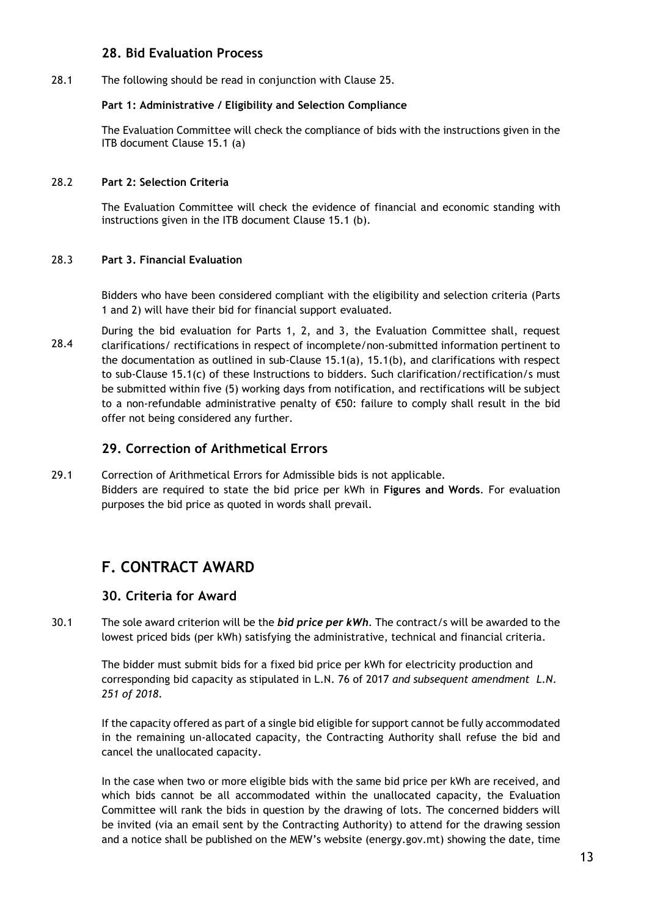## 28. Bid Evaluation Process

28.1 The following should be read in conjunction with Clause 25.

**Part 1: Administrative / Eligibility and Selection Compliance**

The Evaluation Committee will check the compliance of bids with the instructions given in the ITB document Clause 15.1 (a)

28.2 **Part 2: Selection Criteria**

The Evaluation Committee will check the evidence of financial and economic standing with instructions given in the ITB document Clause 15.1 (b).

28.3 **Part 3. Financial Evaluation**

Bidders who have been considered compliant with the eligibility and selection criteria (Parts 1 and 2) will have their bid for financial support evaluated.

28.4 During the bid evaluation for Parts 1, 2, and 3, the Evaluation Committee shall, request clarifications/ rectifications in respect of incomplete/non-submitted information pertinent to the documentation as outlined in sub-Clause 15.1(a), 15.1(b), and clarifications with respect to sub-Clause 15.1(c) of these Instructions to bidders. Such clarification/rectification/s must be submitted within five (5) working days from notification, and rectifications will be subject to a non-refundable administrative penalty of €50: failure to comply shall result in the bid offer not being considered any further.

## 29. Correction of Arithmetical Errors

29.1 Correction of Arithmetical Errors for Admissible bids is not applicable.
Bidders are required to state the bid price per kWh in **Figures and Words**. For evaluation purposes the bid price as quoted in words shall prevail.

# F. CONTRACT AWARD

## 30. Criteria for Award

30.1 The sole award criterion will be the ***bid price per kWh***. The contract/s will be awarded to the lowest priced bids (per kWh) satisfying the administrative, technical and financial criteria.

The bidder must submit bids for a fixed bid price per kWh for electricity production and corresponding bid capacity as stipulated in L.N. 76 of 2017 *and subsequent amendment L.N. 251 of 2018*.

If the capacity offered as part of a single bid eligible for support cannot be fully accommodated in the remaining un-allocated capacity, the Contracting Authority shall refuse the bid and cancel the unallocated capacity.

In the case when two or more eligible bids with the same bid price per kWh are received, and which bids cannot be all accommodated within the unallocated capacity, the Evaluation Committee will rank the bids in question by the drawing of lots. The concerned bidders will be invited (via an email sent by the Contracting Authority) to attend for the drawing session and a notice shall be published on the MEW's website (energy.gov.mt) showing the date, time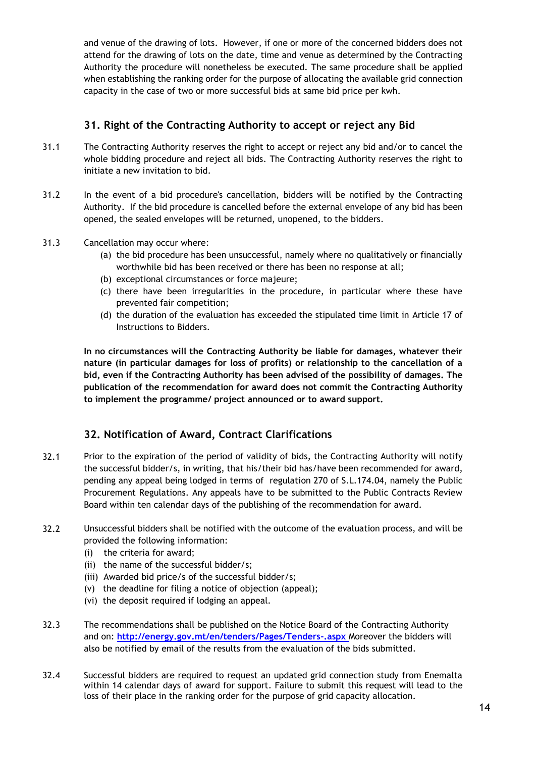and venue of the drawing of lots. However, if one or more of the concerned bidders does not attend for the drawing of lots on the date, time and venue as determined by the Contracting Authority the procedure will nonetheless be executed. The same procedure shall be applied when establishing the ranking order for the purpose of allocating the available grid connection capacity in the case of two or more successful bids at same bid price per kwh.

## 31. Right of the Contracting Authority to accept or reject any Bid

31.1 The Contracting Authority reserves the right to accept or reject any bid and/or to cancel the whole bidding procedure and reject all bids. The Contracting Authority reserves the right to initiate a new invitation to bid.

31.2 In the event of a bid procedure's cancellation, bidders will be notified by the Contracting Authority. If the bid procedure is cancelled before the external envelope of any bid has been opened, the sealed envelopes will be returned, unopened, to the bidders.

31.3 Cancellation may occur where:

(a) the bid procedure has been unsuccessful, namely where no qualitatively or financially worthwhile bid has been received or there has been no response at all;
(b) exceptional circumstances or force majeure;
(c) there have been irregularities in the procedure, in particular where these have prevented fair competition;
(d) the duration of the evaluation has exceeded the stipulated time limit in Article 17 of Instructions to Bidders.

**In no circumstances will the Contracting Authority be liable for damages, whatever their nature (in particular damages for loss of profits) or relationship to the cancellation of a bid, even if the Contracting Authority has been advised of the possibility of damages. The publication of the recommendation for award does not commit the Contracting Authority to implement the programme/ project announced or to award support.**

## 32. Notification of Award, Contract Clarifications

32.1 Prior to the expiration of the period of validity of bids, the Contracting Authority will notify the successful bidder/s, in writing, that his/their bid has/have been recommended for award, pending any appeal being lodged in terms of regulation 270 of S.L.174.04, namely the Public Procurement Regulations. Any appeals have to be submitted to the Public Contracts Review Board within ten calendar days of the publishing of the recommendation for award.

32.2 Unsuccessful bidders shall be notified with the outcome of the evaluation process, and will be provided the following information:

(i) the criteria for award;
(ii) the name of the successful bidder/s;
(iii) Awarded bid price/s of the successful bidder/s;
(v) the deadline for filing a notice of objection (appeal);
(vi) the deposit required if lodging an appeal.

32.3 The recommendations shall be published on the Notice Board of the Contracting Authority and on: **http://energy.gov.mt/en/tenders/Pages/Tenders-.aspx** Moreover the bidders will also be notified by email of the results from the evaluation of the bids submitted.

32.4 Successful bidders are required to request an updated grid connection study from Enemalta within 14 calendar days of award for support. Failure to submit this request will lead to the loss of their place in the ranking order for the purpose of grid capacity allocation.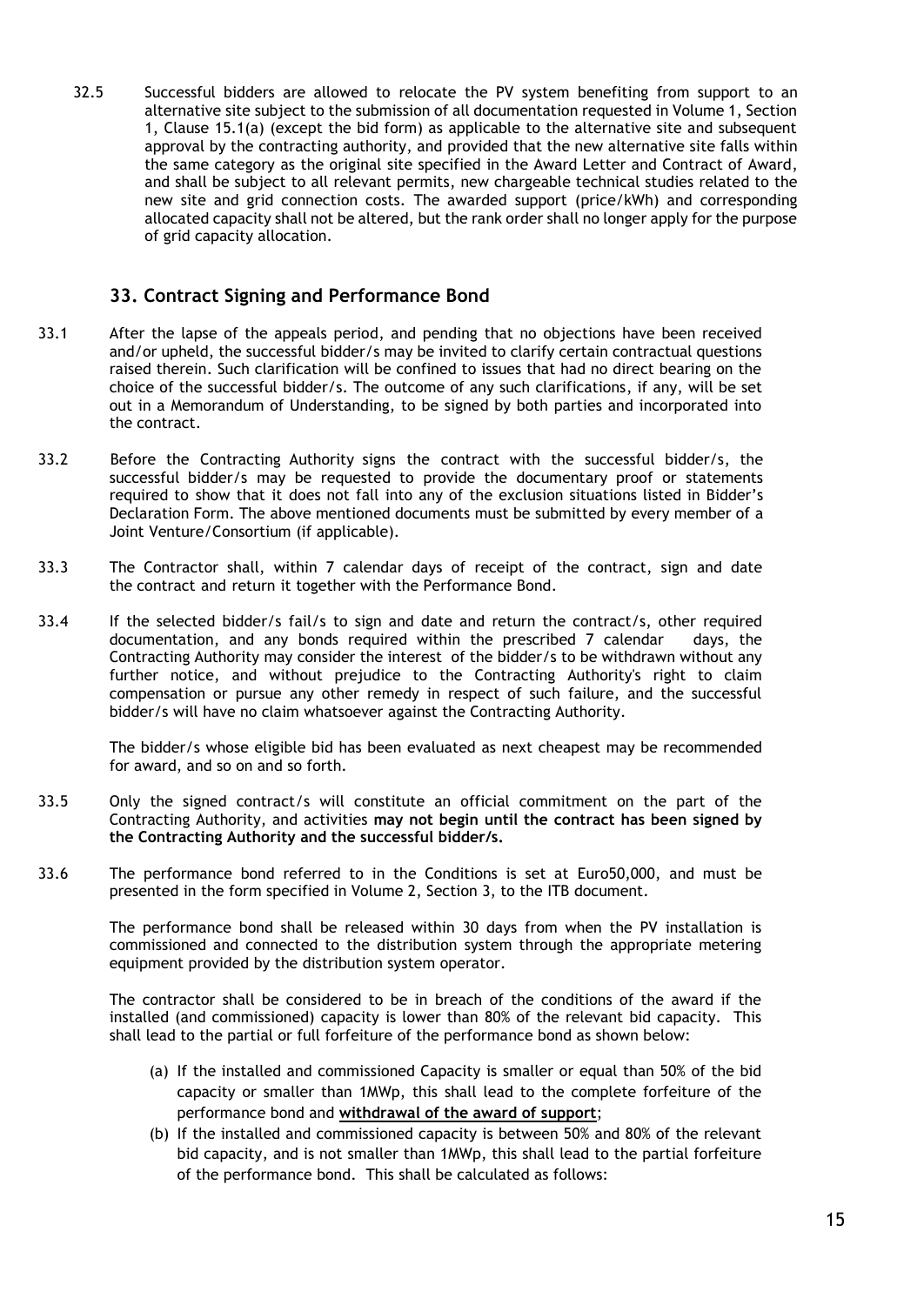32.5 Successful bidders are allowed to relocate the PV system benefiting from support to an alternative site subject to the submission of all documentation requested in Volume 1, Section 1, Clause 15.1(a) (except the bid form) as applicable to the alternative site and subsequent approval by the contracting authority, and provided that the new alternative site falls within the same category as the original site specified in the Award Letter and Contract of Award, and shall be subject to all relevant permits, new chargeable technical studies related to the new site and grid connection costs. The awarded support (price/kWh) and corresponding allocated capacity shall not be altered, but the rank order shall no longer apply for the purpose of grid capacity allocation.

## 33. Contract Signing and Performance Bond

33.1 After the lapse of the appeals period, and pending that no objections have been received and/or upheld, the successful bidder/s may be invited to clarify certain contractual questions raised therein. Such clarification will be confined to issues that had no direct bearing on the choice of the successful bidder/s. The outcome of any such clarifications, if any, will be set out in a Memorandum of Understanding, to be signed by both parties and incorporated into the contract.

33.2 Before the Contracting Authority signs the contract with the successful bidder/s, the successful bidder/s may be requested to provide the documentary proof or statements required to show that it does not fall into any of the exclusion situations listed in Bidder's Declaration Form. The above mentioned documents must be submitted by every member of a Joint Venture/Consortium (if applicable).

33.3 The Contractor shall, within 7 calendar days of receipt of the contract, sign and date the contract and return it together with the Performance Bond.

33.4 If the selected bidder/s fail/s to sign and date and return the contract/s, other required documentation, and any bonds required within the prescribed 7 calendar days, the Contracting Authority may consider the interest of the bidder/s to be withdrawn without any further notice, and without prejudice to the Contracting Authority's right to claim compensation or pursue any other remedy in respect of such failure, and the successful bidder/s will have no claim whatsoever against the Contracting Authority.

The bidder/s whose eligible bid has been evaluated as next cheapest may be recommended for award, and so on and so forth.

33.5 Only the signed contract/s will constitute an official commitment on the part of the Contracting Authority, and activities **may not begin until the contract has been signed by the Contracting Authority and the successful bidder/s.**

33.6 The performance bond referred to in the Conditions is set at Euro50,000, and must be presented in the form specified in Volume 2, Section 3, to the ITB document.

The performance bond shall be released within 30 days from when the PV installation is commissioned and connected to the distribution system through the appropriate metering equipment provided by the distribution system operator.

The contractor shall be considered to be in breach of the conditions of the award if the installed (and commissioned) capacity is lower than 80% of the relevant bid capacity. This shall lead to the partial or full forfeiture of the performance bond as shown below:

(a) If the installed and commissioned Capacity is smaller or equal than 50% of the bid capacity or smaller than 1MWp, this shall lead to the complete forfeiture of the performance bond and **withdrawal of the award of support**;

(b) If the installed and commissioned capacity is between 50% and 80% of the relevant bid capacity, and is not smaller than 1MWp, this shall lead to the partial forfeiture of the performance bond. This shall be calculated as follows: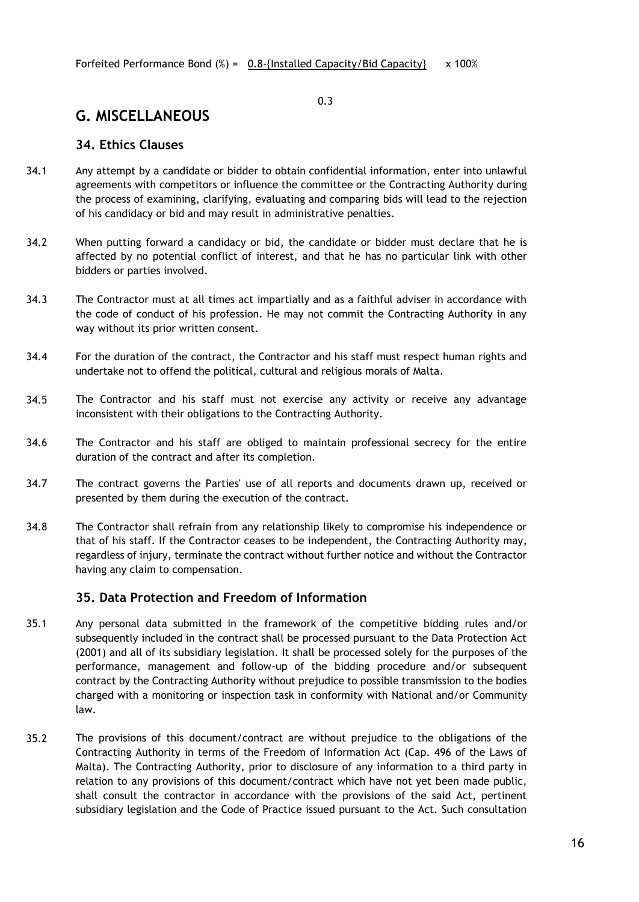$$\text{Forfeited Performance Bond (\%)} = \frac{0.8 - \{\text{Installed Capacity/Bid Capacity}\}}{0.3} \times 100\%$$

## G. MISCELLANEOUS

### 34. Ethics Clauses

34.1 Any attempt by a candidate or bidder to obtain confidential information, enter into unlawful agreements with competitors or influence the committee or the Contracting Authority during the process of examining, clarifying, evaluating and comparing bids will lead to the rejection of his candidacy or bid and may result in administrative penalties.

34.2 When putting forward a candidacy or bid, the candidate or bidder must declare that he is affected by no potential conflict of interest, and that he has no particular link with other bidders or parties involved.

34.3 The Contractor must at all times act impartially and as a faithful adviser in accordance with the code of conduct of his profession. He may not commit the Contracting Authority in any way without its prior written consent.

34.4 For the duration of the contract, the Contractor and his staff must respect human rights and undertake not to offend the political, cultural and religious morals of Malta.

34.5 The Contractor and his staff must not exercise any activity or receive any advantage inconsistent with their obligations to the Contracting Authority.

34.6 The Contractor and his staff are obliged to maintain professional secrecy for the entire duration of the contract and after its completion.

34.7 The contract governs the Parties' use of all reports and documents drawn up, received or presented by them during the execution of the contract.

34.8 The Contractor shall refrain from any relationship likely to compromise his independence or that of his staff. If the Contractor ceases to be independent, the Contracting Authority may, regardless of injury, terminate the contract without further notice and without the Contractor having any claim to compensation.

### 35. Data Protection and Freedom of Information

35.1 Any personal data submitted in the framework of the competitive bidding rules and/or subsequently included in the contract shall be processed pursuant to the Data Protection Act (2001) and all of its subsidiary legislation. It shall be processed solely for the purposes of the performance, management and follow-up of the bidding procedure and/or subsequent contract by the Contracting Authority without prejudice to possible transmission to the bodies charged with a monitoring or inspection task in conformity with National and/or Community law.

35.2 The provisions of this document/contract are without prejudice to the obligations of the Contracting Authority in terms of the Freedom of Information Act (Cap. 496 of the Laws of Malta). The Contracting Authority, prior to disclosure of any information to a third party in relation to any provisions of this document/contract which have not yet been made public, shall consult the contractor in accordance with the provisions of the said Act, pertinent subsidiary legislation and the Code of Practice issued pursuant to the Act. Such consultation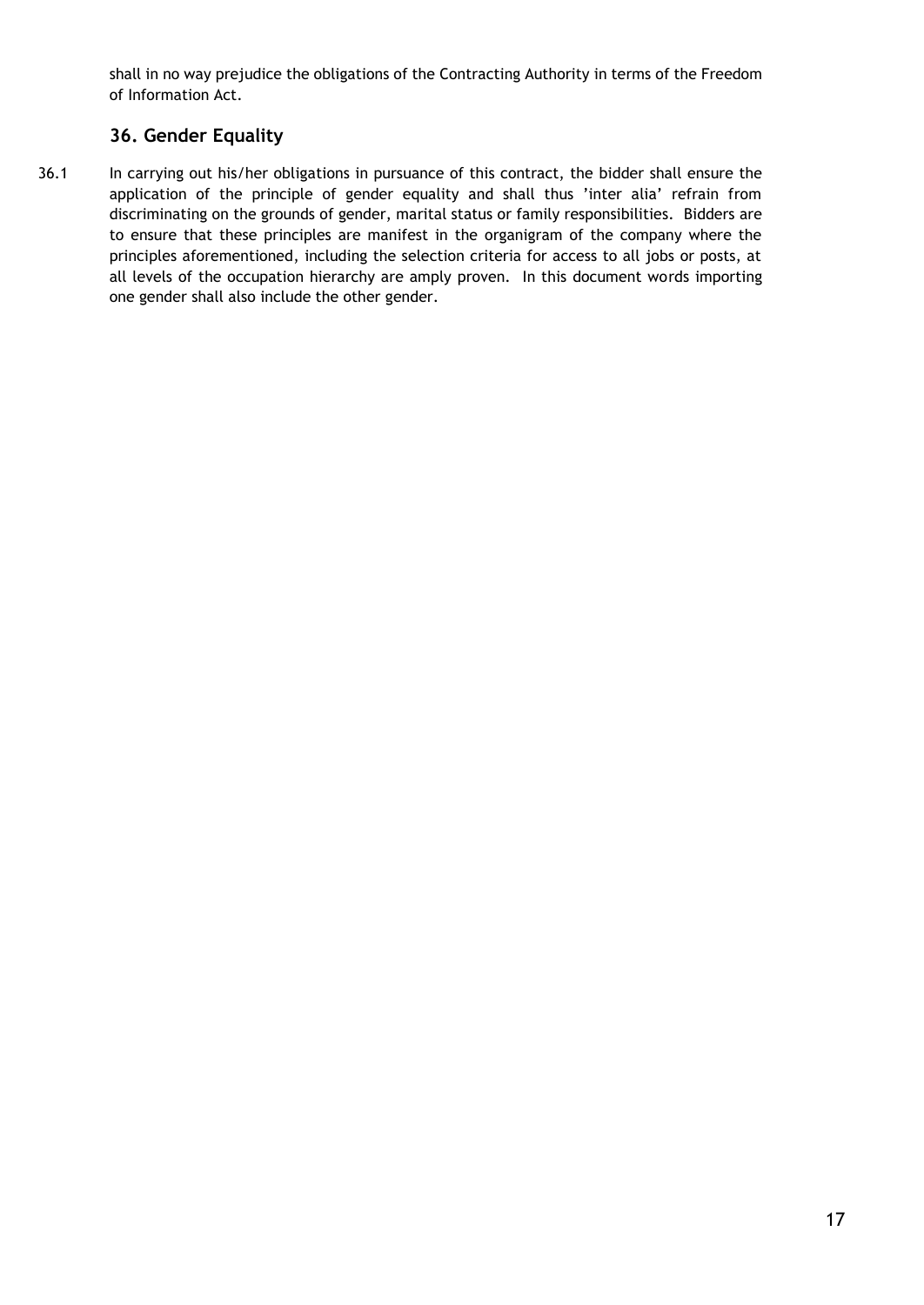shall in no way prejudice the obligations of the Contracting Authority in terms of the Freedom of Information Act.

## 36. Gender Equality

36.1 In carrying out his/her obligations in pursuance of this contract, the bidder shall ensure the application of the principle of gender equality and shall thus 'inter alia' refrain from discriminating on the grounds of gender, marital status or family responsibilities. Bidders are to ensure that these principles are manifest in the organigram of the company where the principles aforementioned, including the selection criteria for access to all jobs or posts, at all levels of the occupation hierarchy are amply proven. In this document words importing one gender shall also include the other gender.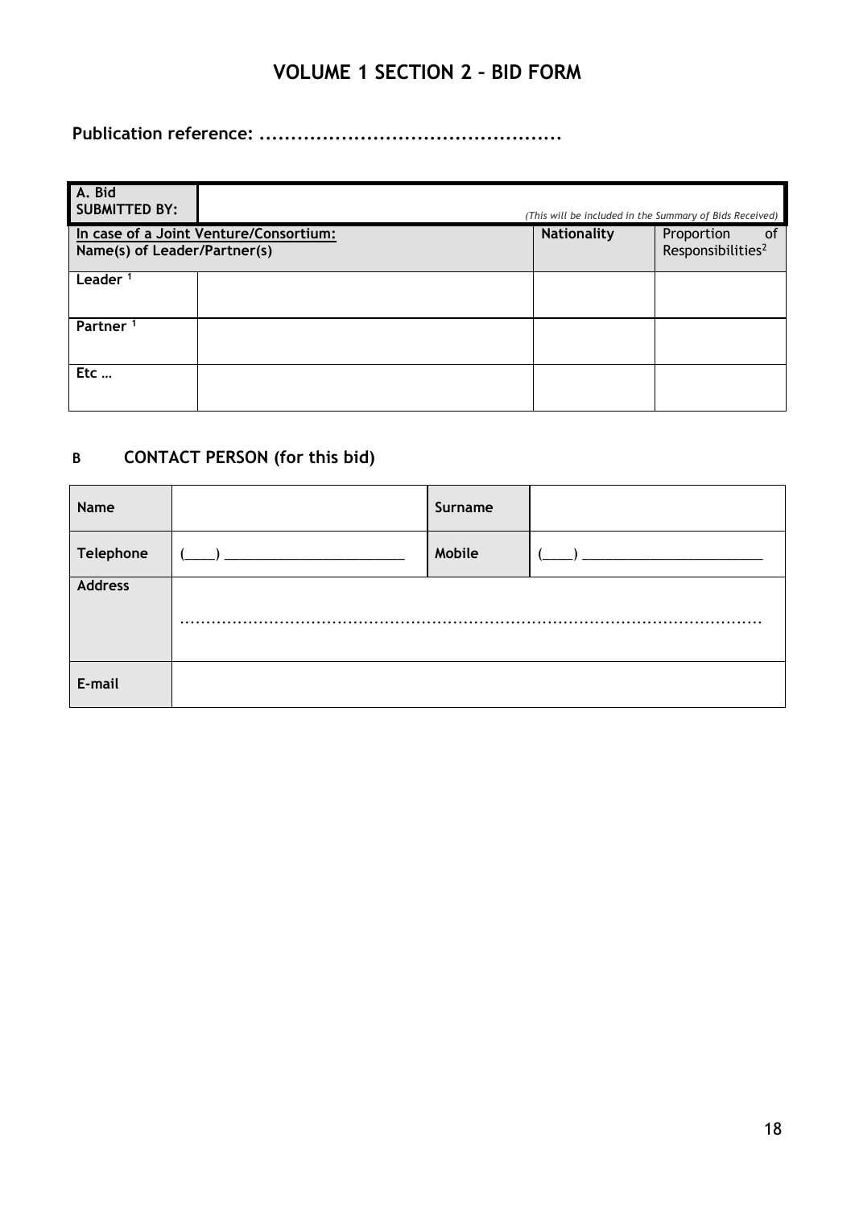# VOLUME 1 SECTION 2 – BID FORM

**Publication reference: ..............................................**

| **A. Bid SUBMITTED BY:** | *(This will be included in the Summary of Bids Received)* | | |
|---|---|---|---|
| **In case of a Joint Venture/Consortium: Name(s) of Leader/Partner(s)** | | **Nationality** | Proportion of Responsibilities[2] |
| **Leader [1]** | | | |
| **Partner [1]** | | | |
| **Etc …** | | | |

## B CONTACT PERSON (for this bid)

| **Name** | | **Surname** | |
|---|---|---|---|
| **Telephone** | (\_\_\_\_) \_\_\_\_\_\_\_\_\_\_\_\_\_\_\_\_\_\_\_\_\_\_\_\_ | **Mobile** | (\_\_\_\_) \_\_\_\_\_\_\_\_\_\_\_\_\_\_\_\_\_\_\_\_\_\_\_\_ |
| **Address** | ............................................................................................................... | | |
| **E-mail** | | | |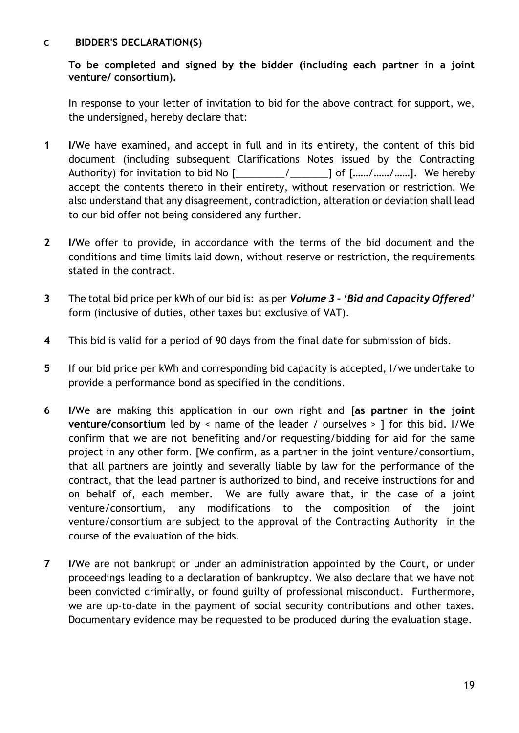## C BIDDER'S DECLARATION(S)

**To be completed and signed by the bidder (including each partner in a joint venture/ consortium).**

In response to your letter of invitation to bid for the above contract for support, we, the undersigned, hereby declare that:

1. **I/**We have examined, and accept in full and in its entirety, the content of this bid document (including subsequent Clarifications Notes issued by the Contracting Authority) for invitation to bid No [_________/_______] of [……/……/……]. We hereby accept the contents thereto in their entirety, without reservation or restriction. We also understand that any disagreement, contradiction, alteration or deviation shall lead to our bid offer not being considered any further.

2. **I/**We offer to provide, in accordance with the terms of the bid document and the conditions and time limits laid down, without reserve or restriction, the requirements stated in the contract.

3. The total bid price per kWh of our bid is: as per ***Volume 3 – 'Bid and Capacity Offered'*** form (inclusive of duties, other taxes but exclusive of VAT).

4. This bid is valid for a period of 90 days from the final date for submission of bids.

5. If our bid price per kWh and corresponding bid capacity is accepted, I/we undertake to provide a performance bond as specified in the conditions.

6. **I/**We are making this application in our own right and [**as partner in the joint venture/consortium** led by < name of the leader / ourselves > ] for this bid. I/We confirm that we are not benefiting and/or requesting/bidding for aid for the same project in any other form. [We confirm, as a partner in the joint venture/consortium, that all partners are jointly and severally liable by law for the performance of the contract, that the lead partner is authorized to bind, and receive instructions for and on behalf of, each member. We are fully aware that, in the case of a joint venture/consortium, any modifications to the composition of the joint venture/consortium are subject to the approval of the Contracting Authority in the course of the evaluation of the bids.

7. **I/**We are not bankrupt or under an administration appointed by the Court, or under proceedings leading to a declaration of bankruptcy. We also declare that we have not been convicted criminally, or found guilty of professional misconduct. Furthermore, we are up-to-date in the payment of social security contributions and other taxes. Documentary evidence may be requested to be produced during the evaluation stage.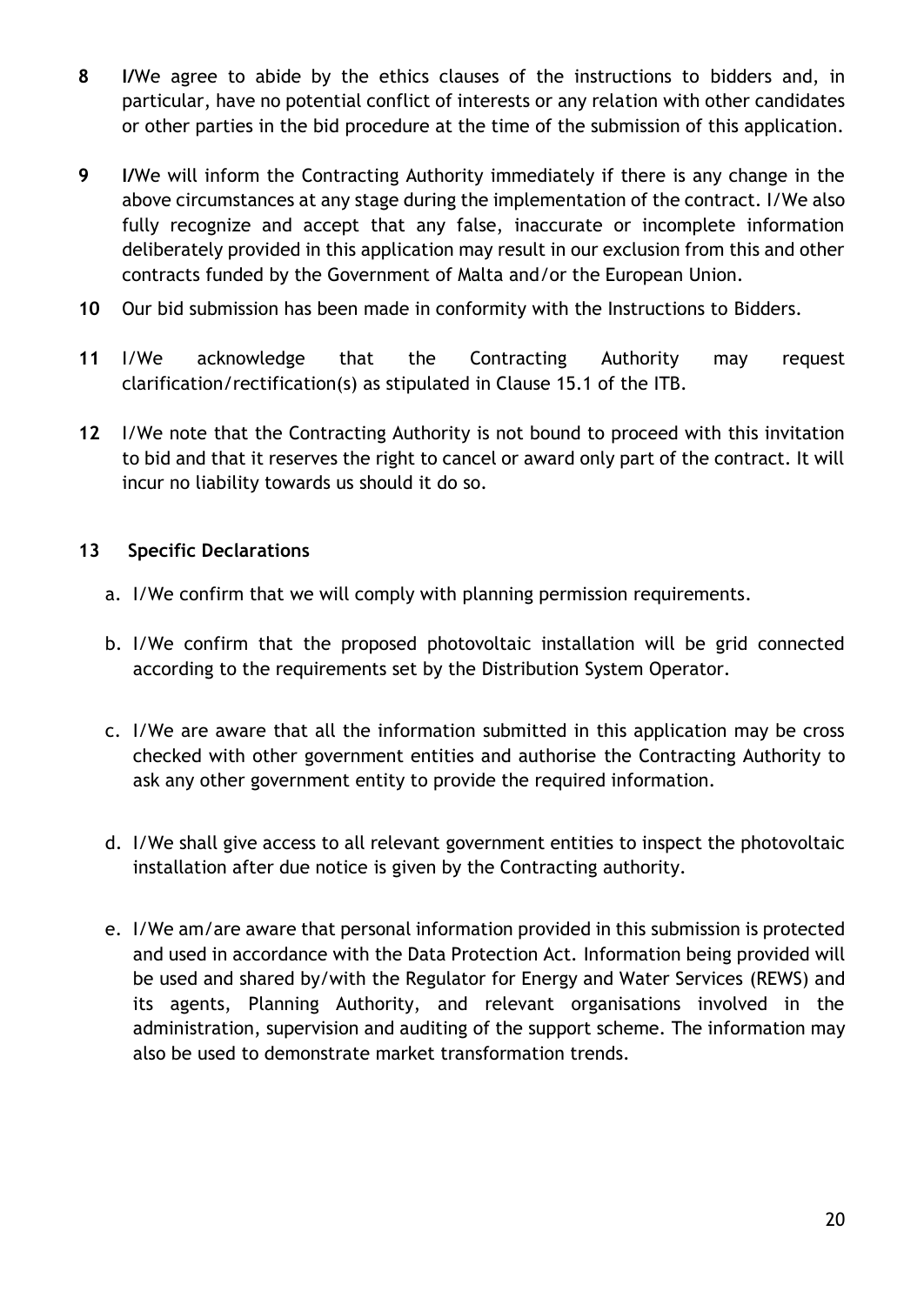**8** **I/**We agree to abide by the ethics clauses of the instructions to bidders and, in particular, have no potential conflict of interests or any relation with other candidates or other parties in the bid procedure at the time of the submission of this application.

**9** **I/**We will inform the Contracting Authority immediately if there is any change in the above circumstances at any stage during the implementation of the contract. I/We also fully recognize and accept that any false, inaccurate or incomplete information deliberately provided in this application may result in our exclusion from this and other contracts funded by the Government of Malta and/or the European Union.

**10** Our bid submission has been made in conformity with the Instructions to Bidders.

**11** I/We acknowledge that the Contracting Authority may request clarification/rectification(s) as stipulated in Clause 15.1 of the ITB.

**12** I/We note that the Contracting Authority is not bound to proceed with this invitation to bid and that it reserves the right to cancel or award only part of the contract. It will incur no liability towards us should it do so.

**13 Specific Declarations**

a. I/We confirm that we will comply with planning permission requirements.

b. I/We confirm that the proposed photovoltaic installation will be grid connected according to the requirements set by the Distribution System Operator.

c. I/We are aware that all the information submitted in this application may be cross checked with other government entities and authorise the Contracting Authority to ask any other government entity to provide the required information.

d. I/We shall give access to all relevant government entities to inspect the photovoltaic installation after due notice is given by the Contracting authority.

e. I/We am/are aware that personal information provided in this submission is protected and used in accordance with the Data Protection Act. Information being provided will be used and shared by/with the Regulator for Energy and Water Services (REWS) and its agents, Planning Authority, and relevant organisations involved in the administration, supervision and auditing of the support scheme. The information may also be used to demonstrate market transformation trends.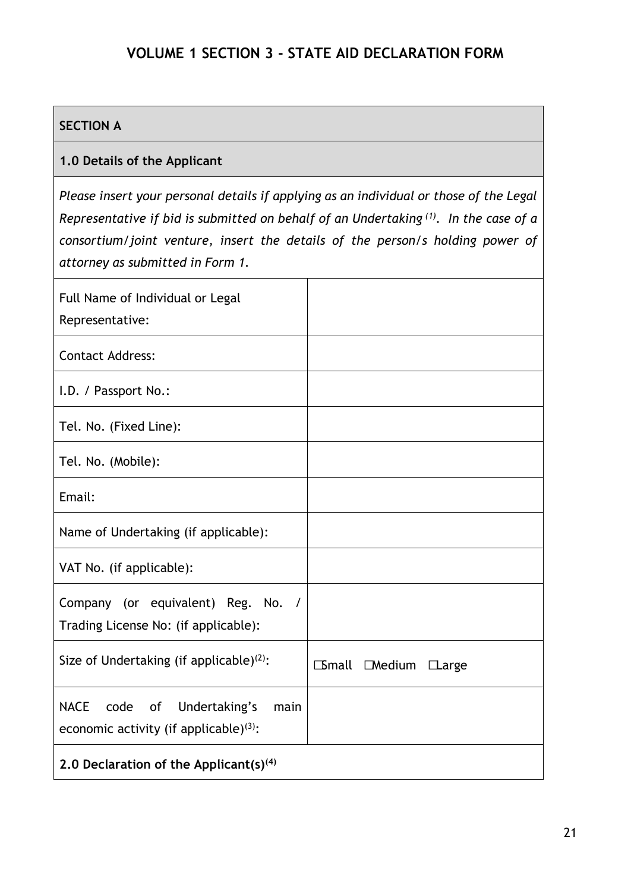## VOLUME 1 SECTION 3 - STATE AID DECLARATION FORM

| **SECTION A** | |
|---|---|
| **1.0 Details of the Applicant** | |
| *Please insert your personal details if applying as an individual or those of the Legal Representative if bid is submitted on behalf of an Undertaking [(1)]. In the case of a consortium/joint venture, insert the details of the person/s holding power of attorney as submitted in Form 1.* | |
| Full Name of Individual or Legal Representative: | |
| Contact Address: | |
| I.D. / Passport No.: | |
| Tel. No. (Fixed Line): | |
| Tel. No. (Mobile): | |
| Email: | |
| Name of Undertaking (if applicable): | |
| VAT No. (if applicable): | |
| Company (or equivalent) Reg. No. / Trading License No: (if applicable): | |
| Size of Undertaking (if applicable)[(2)]: | ☐Small ☐Medium ☐Large |
| NACE code of Undertaking's main economic activity (if applicable)[(3)]: | |
| **2.0 Declaration of the Applicant(s)[(4)]** | |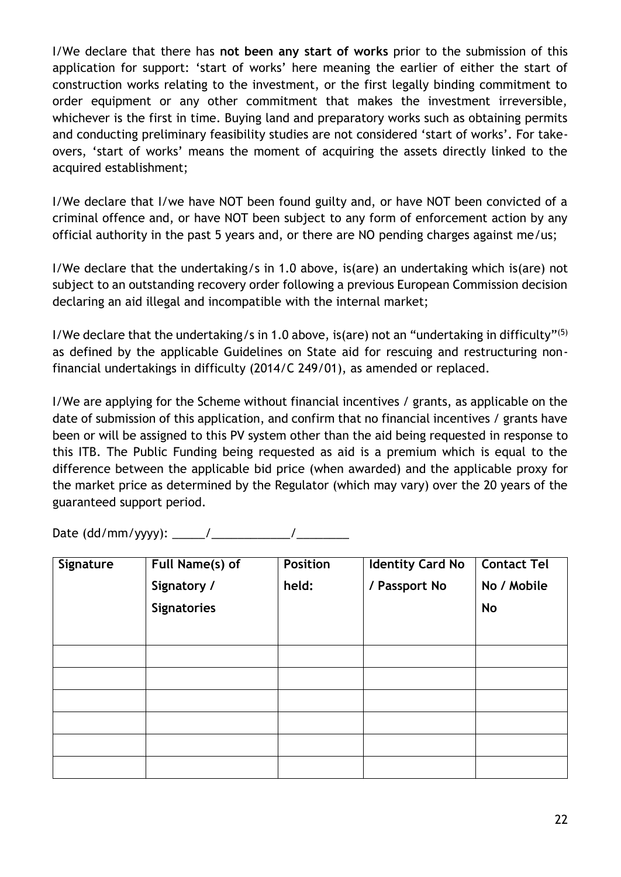I/We declare that there has **not been any start of works** prior to the submission of this application for support: 'start of works' here meaning the earlier of either the start of construction works relating to the investment, or the first legally binding commitment to order equipment or any other commitment that makes the investment irreversible, whichever is the first in time. Buying land and preparatory works such as obtaining permits and conducting preliminary feasibility studies are not considered 'start of works'. For take-overs, 'start of works' means the moment of acquiring the assets directly linked to the acquired establishment;

I/We declare that I/we have NOT been found guilty and, or have NOT been convicted of a criminal offence and, or have NOT been subject to any form of enforcement action by any official authority in the past 5 years and, or there are NO pending charges against me/us;

I/We declare that the undertaking/s in 1.0 above, is(are) an undertaking which is(are) not subject to an outstanding recovery order following a previous European Commission decision declaring an aid illegal and incompatible with the internal market;

I/We declare that the undertaking/s in 1.0 above, is(are) not an "undertaking in difficulty"(5) as defined by the applicable Guidelines on State aid for rescuing and restructuring non-financial undertakings in difficulty (2014/C 249/01), as amended or replaced.

I/We are applying for the Scheme without financial incentives / grants, as applicable on the date of submission of this application, and confirm that no financial incentives / grants have been or will be assigned to this PV system other than the aid being requested in response to this ITB. The Public Funding being requested as aid is a premium which is equal to the difference between the applicable bid price (when awarded) and the applicable proxy for the market price as determined by the Regulator (which may vary) over the 20 years of the guaranteed support period.

Date (dd/mm/yyyy): _____/____________/________

| Signature | Full Name(s) of Signatory / Signatories | Position held: | Identity Card No / Passport No | Contact Tel No / Mobile No |
|---|---|---|---|---|
| | | | | |
| | | | | |
| | | | | |
| | | | | |
| | | | | |
| | | | | |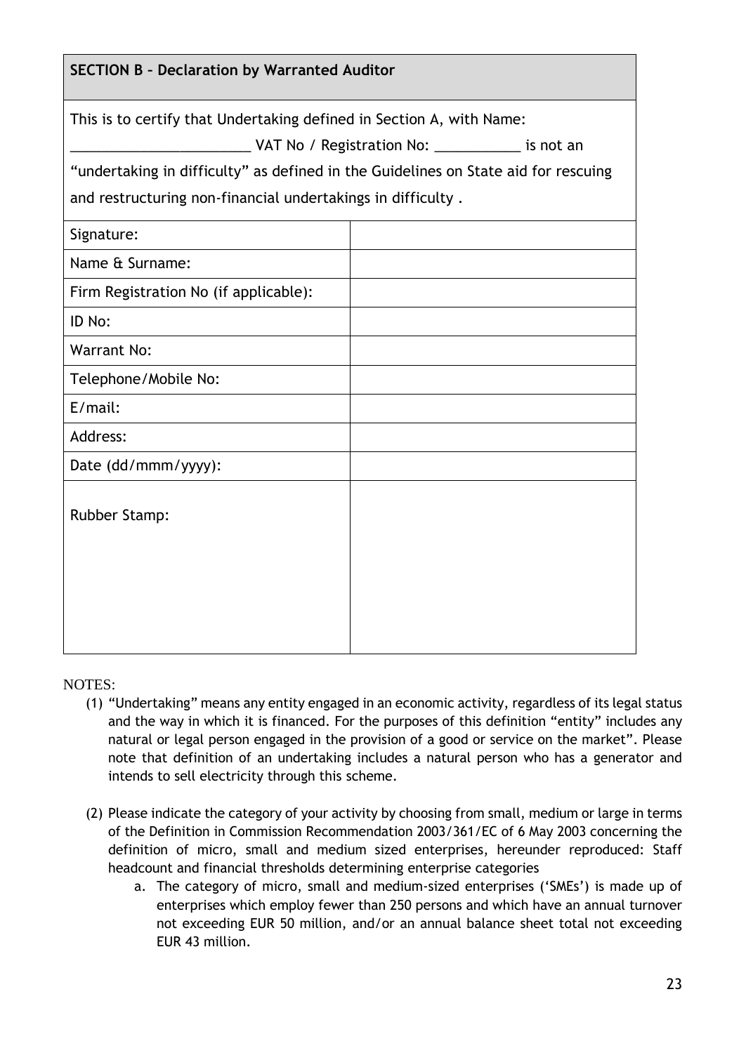**SECTION B – Declaration by Warranted Auditor**

This is to certify that Undertaking defined in Section A, with Name: ________________________ VAT No / Registration No: ___________ is not an "undertaking in difficulty" as defined in the Guidelines on State aid for rescuing and restructuring non-financial undertakings in difficulty .

| | |
|---|---|
| Signature: | |
| Name & Surname: | |
| Firm Registration No (if applicable): | |
| ID No: | |
| Warrant No: | |
| Telephone/Mobile No: | |
| E/mail: | |
| Address: | |
| Date (dd/mmm/yyyy): | |
| Rubber Stamp: | |

NOTES:

(1) "Undertaking" means any entity engaged in an economic activity, regardless of its legal status and the way in which it is financed. For the purposes of this definition "entity" includes any natural or legal person engaged in the provision of a good or service on the market". Please note that definition of an undertaking includes a natural person who has a generator and intends to sell electricity through this scheme.

(2) Please indicate the category of your activity by choosing from small, medium or large in terms of the Definition in Commission Recommendation 2003/361/EC of 6 May 2003 concerning the definition of micro, small and medium sized enterprises, hereunder reproduced: Staff headcount and financial thresholds determining enterprise categories

   a. The category of micro, small and medium-sized enterprises ('SMEs') is made up of enterprises which employ fewer than 250 persons and which have an annual turnover not exceeding EUR 50 million, and/or an annual balance sheet total not exceeding EUR 43 million.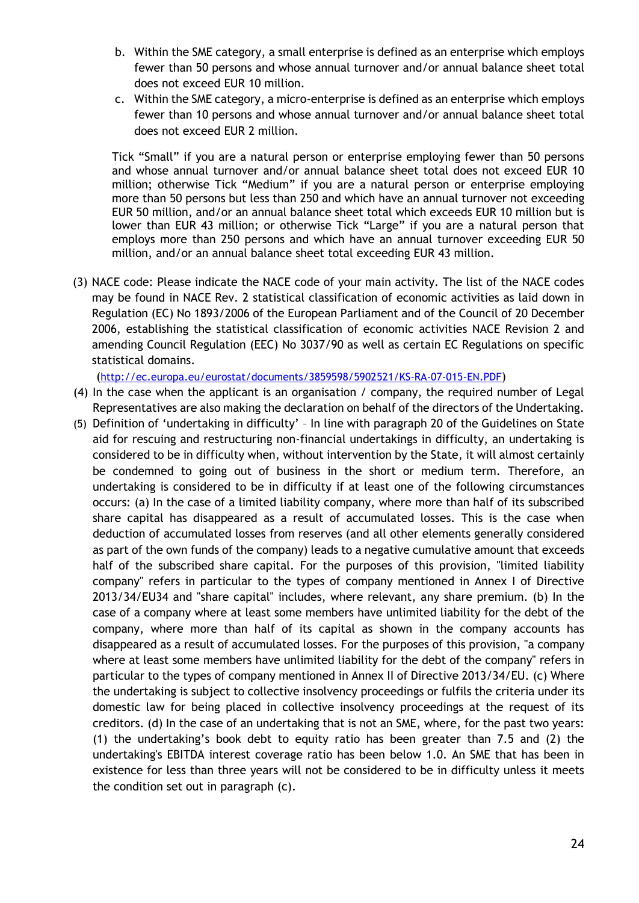b. Within the SME category, a small enterprise is defined as an enterprise which employs fewer than 50 persons and whose annual turnover and/or annual balance sheet total does not exceed EUR 10 million.

c. Within the SME category, a micro-enterprise is defined as an enterprise which employs fewer than 10 persons and whose annual turnover and/or annual balance sheet total does not exceed EUR 2 million.

Tick “Small” if you are a natural person or enterprise employing fewer than 50 persons and whose annual turnover and/or annual balance sheet total does not exceed EUR 10 million; otherwise Tick “Medium” if you are a natural person or enterprise employing more than 50 persons but less than 250 and which have an annual turnover not exceeding EUR 50 million, and/or an annual balance sheet total which exceeds EUR 10 million but is lower than EUR 43 million; or otherwise Tick “Large” if you are a natural person that employs more than 250 persons and which have an annual turnover exceeding EUR 50 million, and/or an annual balance sheet total exceeding EUR 43 million.

(3) NACE code: Please indicate the NACE code of your main activity. The list of the NACE codes may be found in NACE Rev. 2 statistical classification of economic activities as laid down in Regulation (EC) No 1893/2006 of the European Parliament and of the Council of 20 December 2006, establishing the statistical classification of economic activities NACE Revision 2 and amending Council Regulation (EEC) No 3037/90 as well as certain EC Regulations on specific statistical domains.

(http://ec.europa.eu/eurostat/documents/3859598/5902521/KS-RA-07-015-EN.PDF)

(4) In the case when the applicant is an organisation / company, the required number of Legal Representatives are also making the declaration on behalf of the directors of the Undertaking.

(5) Definition of ‘undertaking in difficulty’ – In line with paragraph 20 of the Guidelines on State aid for rescuing and restructuring non-financial undertakings in difficulty, an undertaking is considered to be in difficulty when, without intervention by the State, it will almost certainly be condemned to going out of business in the short or medium term. Therefore, an undertaking is considered to be in difficulty if at least one of the following circumstances occurs: (a) In the case of a limited liability company, where more than half of its subscribed share capital has disappeared as a result of accumulated losses. This is the case when deduction of accumulated losses from reserves (and all other elements generally considered as part of the own funds of the company) leads to a negative cumulative amount that exceeds half of the subscribed share capital. For the purposes of this provision, "limited liability company" refers in particular to the types of company mentioned in Annex I of Directive 2013/34/EU34 and "share capital" includes, where relevant, any share premium. (b) In the case of a company where at least some members have unlimited liability for the debt of the company, where more than half of its capital as shown in the company accounts has disappeared as a result of accumulated losses. For the purposes of this provision, "a company where at least some members have unlimited liability for the debt of the company" refers in particular to the types of company mentioned in Annex II of Directive 2013/34/EU. (c) Where the undertaking is subject to collective insolvency proceedings or fulfils the criteria under its domestic law for being placed in collective insolvency proceedings at the request of its creditors. (d) In the case of an undertaking that is not an SME, where, for the past two years: (1) the undertaking's book debt to equity ratio has been greater than 7.5 and (2) the undertaking's EBITDA interest coverage ratio has been below 1.0. An SME that has been in existence for less than three years will not be considered to be in difficulty unless it meets the condition set out in paragraph (c).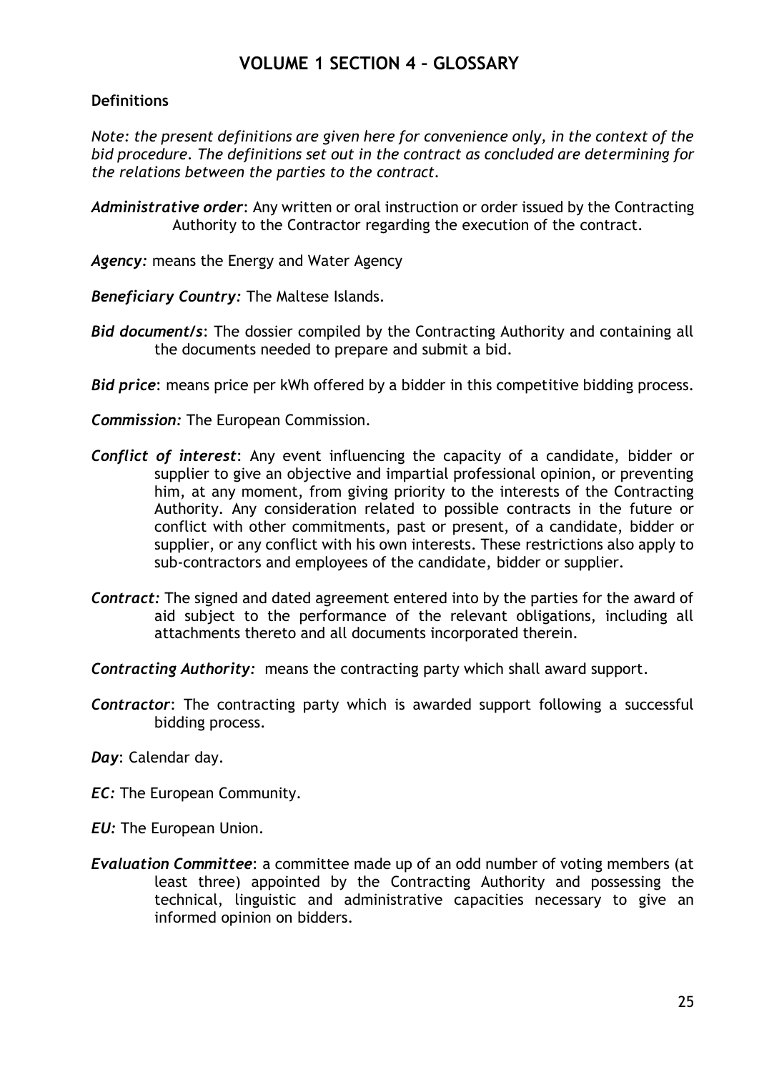## VOLUME 1 SECTION 4 – GLOSSARY

**Definitions**

*Note: the present definitions are given here for convenience only, in the context of the bid procedure. The definitions set out in the contract as concluded are determining for the relations between the parties to the contract.*

***Administrative order***: Any written or oral instruction or order issued by the Contracting Authority to the Contractor regarding the execution of the contract.

***Agency:*** means the Energy and Water Agency

***Beneficiary Country:*** The Maltese Islands.

***Bid document/s***: The dossier compiled by the Contracting Authority and containing all the documents needed to prepare and submit a bid.

***Bid price***: means price per kWh offered by a bidder in this competitive bidding process.

***Commission:*** The European Commission.

***Conflict of interest***: Any event influencing the capacity of a candidate, bidder or supplier to give an objective and impartial professional opinion, or preventing him, at any moment, from giving priority to the interests of the Contracting Authority. Any consideration related to possible contracts in the future or conflict with other commitments, past or present, of a candidate, bidder or supplier, or any conflict with his own interests. These restrictions also apply to sub-contractors and employees of the candidate, bidder or supplier.

***Contract:*** The signed and dated agreement entered into by the parties for the award of aid subject to the performance of the relevant obligations, including all attachments thereto and all documents incorporated therein.

***Contracting Authority:*** means the contracting party which shall award support.

***Contractor***: The contracting party which is awarded support following a successful bidding process.

***Day***: Calendar day.

***EC:*** The European Community.

***EU:*** The European Union.

***Evaluation Committee***: a committee made up of an odd number of voting members (at least three) appointed by the Contracting Authority and possessing the technical, linguistic and administrative capacities necessary to give an informed opinion on bidders.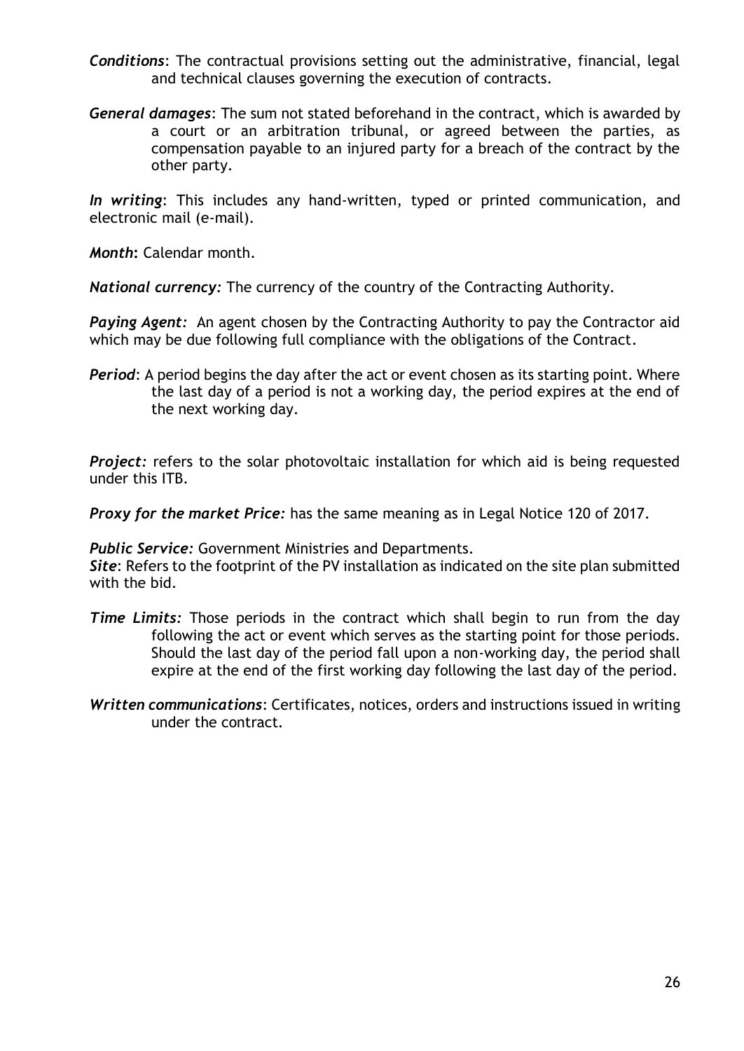***Conditions***: The contractual provisions setting out the administrative, financial, legal and technical clauses governing the execution of contracts.

***General damages***: The sum not stated beforehand in the contract, which is awarded by a court or an arbitration tribunal, or agreed between the parties, as compensation payable to an injured party for a breach of the contract by the other party.

***In writing***: This includes any hand-written, typed or printed communication, and electronic mail (e-mail).

***Month***: Calendar month.

***National currency:*** The currency of the country of the Contracting Authority.

***Paying Agent:*** An agent chosen by the Contracting Authority to pay the Contractor aid which may be due following full compliance with the obligations of the Contract.

***Period***: A period begins the day after the act or event chosen as its starting point. Where the last day of a period is not a working day, the period expires at the end of the next working day.

***Project:*** refers to the solar photovoltaic installation for which aid is being requested under this ITB.

***Proxy for the market Price:*** has the same meaning as in Legal Notice 120 of 2017.

***Public Service:*** Government Ministries and Departments.

***Site***: Refers to the footprint of the PV installation as indicated on the site plan submitted with the bid.

***Time Limits:*** Those periods in the contract which shall begin to run from the day following the act or event which serves as the starting point for those periods. Should the last day of the period fall upon a non-working day, the period shall expire at the end of the first working day following the last day of the period.

***Written communications***: Certificates, notices, orders and instructions issued in writing under the contract.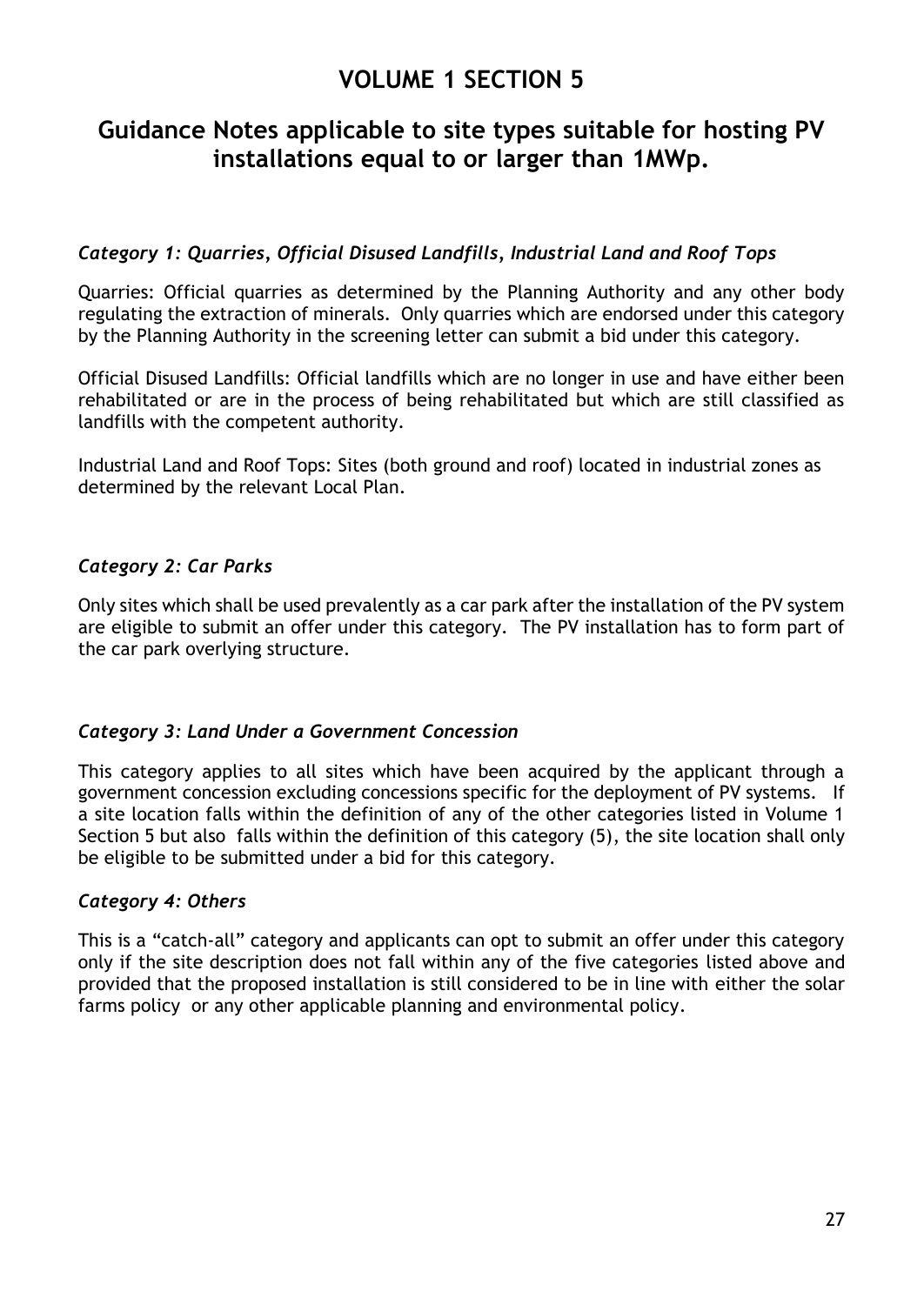# VOLUME 1 SECTION 5

## Guidance Notes applicable to site types suitable for hosting PV installations equal to or larger than 1MWp.

### *Category 1: Quarries, Official Disused Landfills, Industrial Land and Roof Tops*

Quarries: Official quarries as determined by the Planning Authority and any other body regulating the extraction of minerals. Only quarries which are endorsed under this category by the Planning Authority in the screening letter can submit a bid under this category.

Official Disused Landfills: Official landfills which are no longer in use and have either been rehabilitated or are in the process of being rehabilitated but which are still classified as landfills with the competent authority.

Industrial Land and Roof Tops: Sites (both ground and roof) located in industrial zones as determined by the relevant Local Plan.

### *Category 2: Car Parks*

Only sites which shall be used prevalently as a car park after the installation of the PV system are eligible to submit an offer under this category. The PV installation has to form part of the car park overlying structure.

### *Category 3: Land Under a Government Concession*

This category applies to all sites which have been acquired by the applicant through a government concession excluding concessions specific for the deployment of PV systems. If a site location falls within the definition of any of the other categories listed in Volume 1 Section 5 but also falls within the definition of this category (5), the site location shall only be eligible to be submitted under a bid for this category.

### *Category 4: Others*

This is a "catch-all" category and applicants can opt to submit an offer under this category only if the site description does not fall within any of the five categories listed above and provided that the proposed installation is still considered to be in line with either the solar farms policy or any other applicable planning and environmental policy.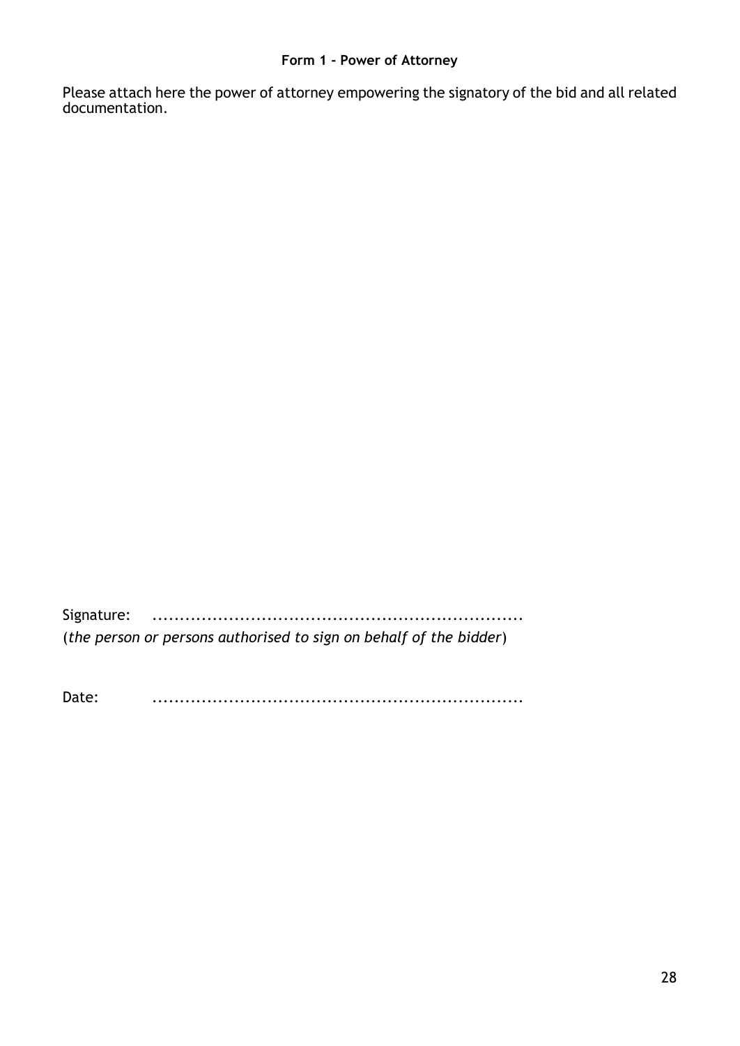**Form 1 - Power of Attorney**

Please attach here the power of attorney empowering the signatory of the bid and all related documentation.

Signature: ....................................................................

(*the person or persons authorised to sign on behalf of the bidder*)

Date: ....................................................................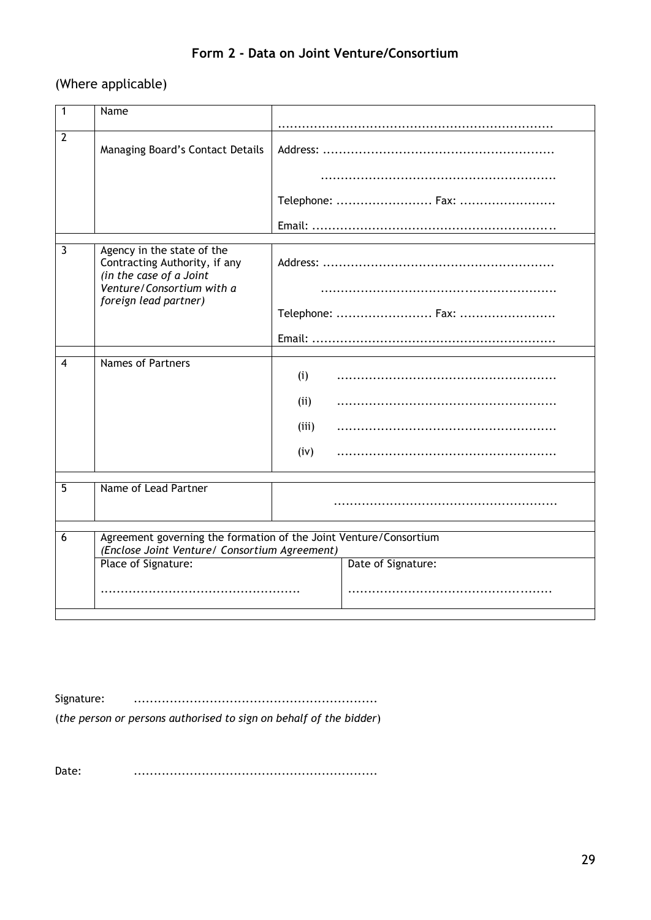## Form 2 - Data on Joint Venture/Consortium

(Where applicable)

| | | |
|---|---|---|
| 1 | Name | ..................................................................... |
| 2 | Managing Board's Contact Details | Address: .........................................................<br>..........................................................<br>Telephone: ........................ Fax: ........................<br>Email: ............................................................ |
| 3 | Agency in the state of the Contracting Authority, if any *(in the case of a Joint Venture/Consortium with a foreign lead partner)* | Address: .........................................................<br>..........................................................<br>Telephone: ........................ Fax: ........................<br>Email: ............................................................ |
| 4 | Names of Partners | (i) ......................................................<br>(ii) ......................................................<br>(iii) ......................................................<br>(iv) ...................................................... |
| 5 | Name of Lead Partner | ........................................................ |
| 6 | Agreement governing the formation of the Joint Venture/Consortium *(Enclose Joint Venture/ Consortium Agreement)* | |
| | Place of Signature: .................................................. | Date of Signature: ................................................... |

Signature: ............................................................

(*the person or persons authorised to sign on behalf of the bidder*)

Date: ............................................................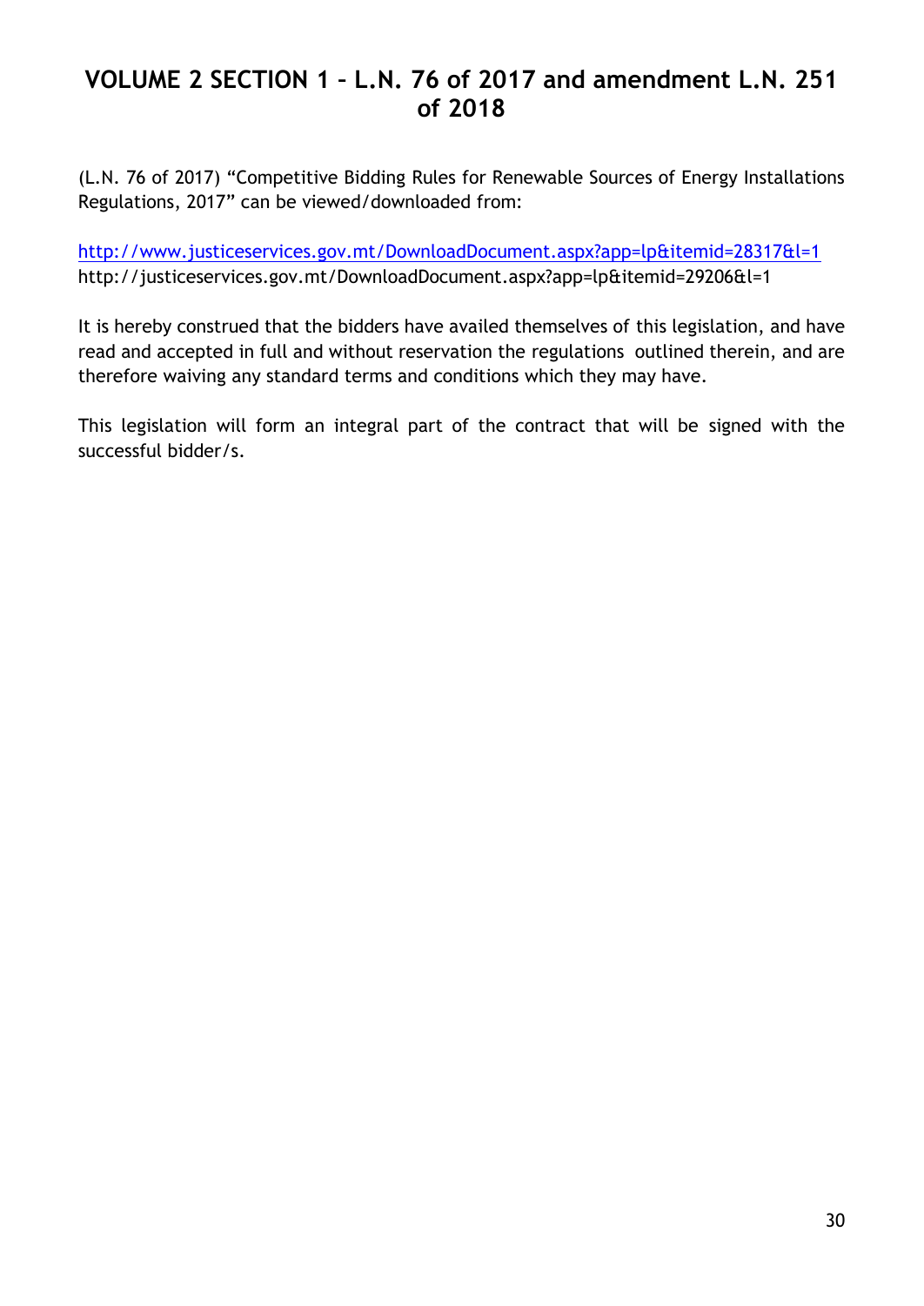# VOLUME 2 SECTION 1 – L.N. 76 of 2017 and amendment L.N. 251 of 2018

(L.N. 76 of 2017) "Competitive Bidding Rules for Renewable Sources of Energy Installations Regulations, 2017" can be viewed/downloaded from:

http://www.justiceservices.gov.mt/DownloadDocument.aspx?app=lp&itemid=28317&l=1
http://justiceservices.gov.mt/DownloadDocument.aspx?app=lp&itemid=29206&l=1

It is hereby construed that the bidders have availed themselves of this legislation, and have read and accepted in full and without reservation the regulations outlined therein, and are therefore waiving any standard terms and conditions which they may have.

This legislation will form an integral part of the contract that will be signed with the successful bidder/s.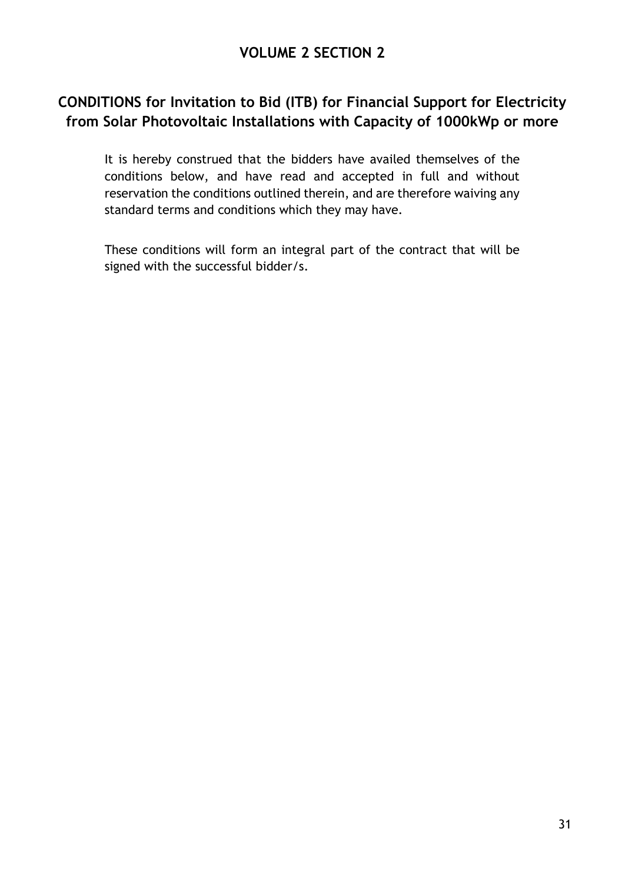## VOLUME 2 SECTION 2

## CONDITIONS for Invitation to Bid (ITB) for Financial Support for Electricity from Solar Photovoltaic Installations with Capacity of 1000kWp or more

It is hereby construed that the bidders have availed themselves of the conditions below, and have read and accepted in full and without reservation the conditions outlined therein, and are therefore waiving any standard terms and conditions which they may have.

These conditions will form an integral part of the contract that will be signed with the successful bidder/s.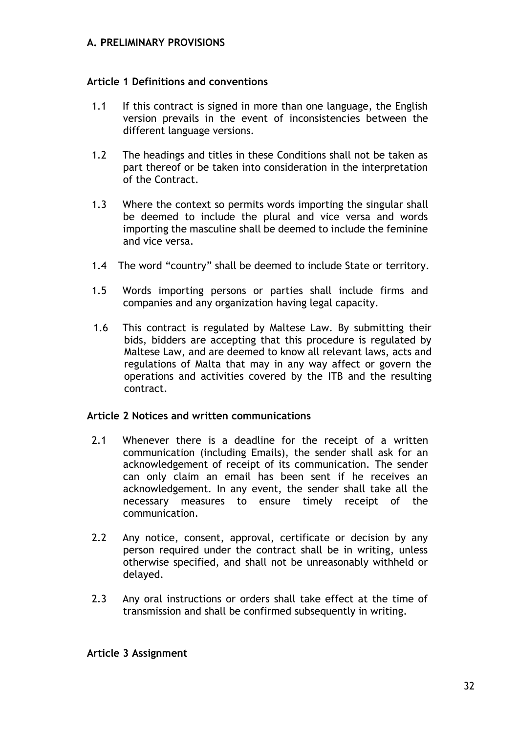## A. PRELIMINARY PROVISIONS

### Article 1 Definitions and conventions

1.1 If this contract is signed in more than one language, the English version prevails in the event of inconsistencies between the different language versions.

1.2 The headings and titles in these Conditions shall not be taken as part thereof or be taken into consideration in the interpretation of the Contract.

1.3 Where the context so permits words importing the singular shall be deemed to include the plural and vice versa and words importing the masculine shall be deemed to include the feminine and vice versa.

1.4 The word "country" shall be deemed to include State or territory.

1.5 Words importing persons or parties shall include firms and companies and any organization having legal capacity.

1.6 This contract is regulated by Maltese Law. By submitting their bids, bidders are accepting that this procedure is regulated by Maltese Law, and are deemed to know all relevant laws, acts and regulations of Malta that may in any way affect or govern the operations and activities covered by the ITB and the resulting contract.

### Article 2 Notices and written communications

2.1 Whenever there is a deadline for the receipt of a written communication (including Emails), the sender shall ask for an acknowledgement of receipt of its communication. The sender can only claim an email has been sent if he receives an acknowledgement. In any event, the sender shall take all the necessary measures to ensure timely receipt of the communication.

2.2 Any notice, consent, approval, certificate or decision by any person required under the contract shall be in writing, unless otherwise specified, and shall not be unreasonably withheld or delayed.

2.3 Any oral instructions or orders shall take effect at the time of transmission and shall be confirmed subsequently in writing.

### Article 3 Assignment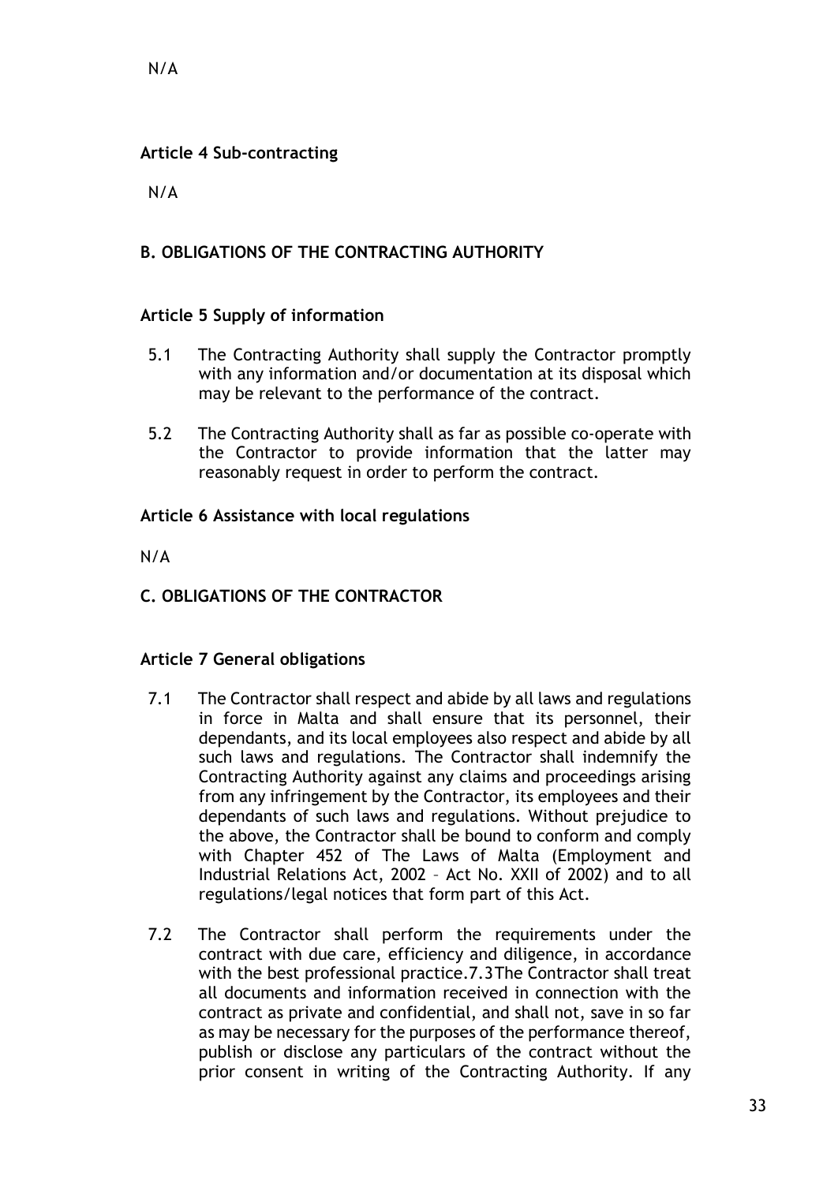N/A

**Article 4 Sub-contracting**

N/A

**B. OBLIGATIONS OF THE CONTRACTING AUTHORITY**

**Article 5 Supply of information**

5.1 The Contracting Authority shall supply the Contractor promptly with any information and/or documentation at its disposal which may be relevant to the performance of the contract.

5.2 The Contracting Authority shall as far as possible co-operate with the Contractor to provide information that the latter may reasonably request in order to perform the contract.

**Article 6 Assistance with local regulations**

N/A

**C. OBLIGATIONS OF THE CONTRACTOR**

**Article 7 General obligations**

7.1 The Contractor shall respect and abide by all laws and regulations in force in Malta and shall ensure that its personnel, their dependants, and its local employees also respect and abide by all such laws and regulations. The Contractor shall indemnify the Contracting Authority against any claims and proceedings arising from any infringement by the Contractor, its employees and their dependants of such laws and regulations. Without prejudice to the above, the Contractor shall be bound to conform and comply with Chapter 452 of The Laws of Malta (Employment and Industrial Relations Act, 2002 – Act No. XXII of 2002) and to all regulations/legal notices that form part of this Act.

7.2 The Contractor shall perform the requirements under the contract with due care, efficiency and diligence, in accordance with the best professional practice.7.3The Contractor shall treat all documents and information received in connection with the contract as private and confidential, and shall not, save in so far as may be necessary for the purposes of the performance thereof, publish or disclose any particulars of the contract without the prior consent in writing of the Contracting Authority. If any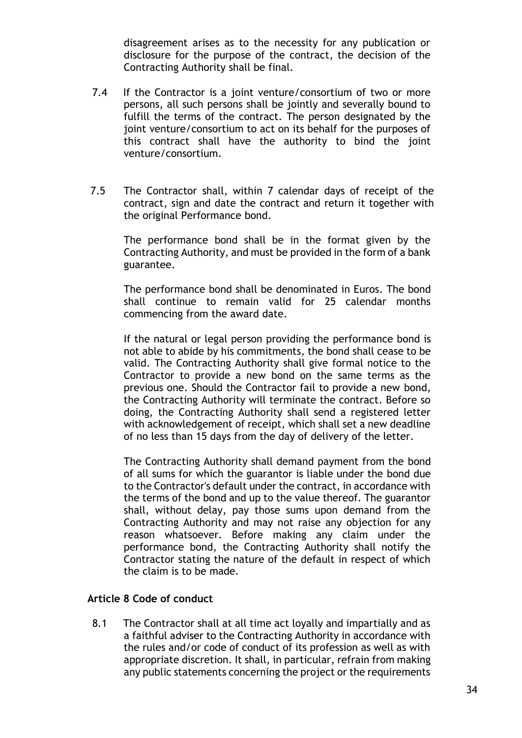disagreement arises as to the necessity for any publication or disclosure for the purpose of the contract, the decision of the Contracting Authority shall be final.

7.4 If the Contractor is a joint venture/consortium of two or more persons, all such persons shall be jointly and severally bound to fulfill the terms of the contract. The person designated by the joint venture/consortium to act on its behalf for the purposes of this contract shall have the authority to bind the joint venture/consortium.

7.5 The Contractor shall, within 7 calendar days of receipt of the contract, sign and date the contract and return it together with the original Performance bond.

The performance bond shall be in the format given by the Contracting Authority, and must be provided in the form of a bank guarantee.

The performance bond shall be denominated in Euros. The bond shall continue to remain valid for 25 calendar months commencing from the award date.

If the natural or legal person providing the performance bond is not able to abide by his commitments, the bond shall cease to be valid. The Contracting Authority shall give formal notice to the Contractor to provide a new bond on the same terms as the previous one. Should the Contractor fail to provide a new bond, the Contracting Authority will terminate the contract. Before so doing, the Contracting Authority shall send a registered letter with acknowledgement of receipt, which shall set a new deadline of no less than 15 days from the day of delivery of the letter.

The Contracting Authority shall demand payment from the bond of all sums for which the guarantor is liable under the bond due to the Contractor's default under the contract, in accordance with the terms of the bond and up to the value thereof. The guarantor shall, without delay, pay those sums upon demand from the Contracting Authority and may not raise any objection for any reason whatsoever. Before making any claim under the performance bond, the Contracting Authority shall notify the Contractor stating the nature of the default in respect of which the claim is to be made.

**Article 8 Code of conduct**

8.1 The Contractor shall at all time act loyally and impartially and as a faithful adviser to the Contracting Authority in accordance with the rules and/or code of conduct of its profession as well as with appropriate discretion. It shall, in particular, refrain from making any public statements concerning the project or the requirements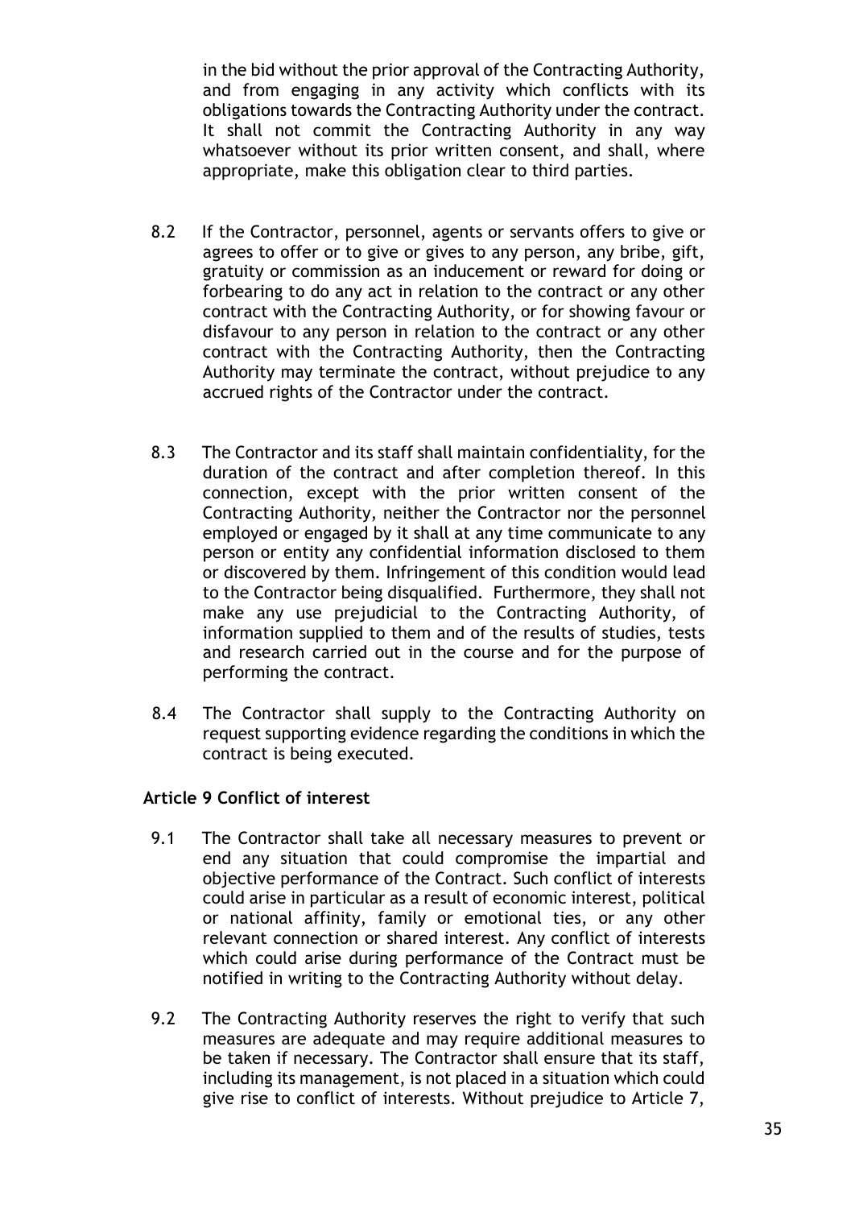in the bid without the prior approval of the Contracting Authority, and from engaging in any activity which conflicts with its obligations towards the Contracting Authority under the contract. It shall not commit the Contracting Authority in any way whatsoever without its prior written consent, and shall, where appropriate, make this obligation clear to third parties.

8.2 If the Contractor, personnel, agents or servants offers to give or agrees to offer or to give or gives to any person, any bribe, gift, gratuity or commission as an inducement or reward for doing or forbearing to do any act in relation to the contract or any other contract with the Contracting Authority, or for showing favour or disfavour to any person in relation to the contract or any other contract with the Contracting Authority, then the Contracting Authority may terminate the contract, without prejudice to any accrued rights of the Contractor under the contract.

8.3 The Contractor and its staff shall maintain confidentiality, for the duration of the contract and after completion thereof. In this connection, except with the prior written consent of the Contracting Authority, neither the Contractor nor the personnel employed or engaged by it shall at any time communicate to any person or entity any confidential information disclosed to them or discovered by them. Infringement of this condition would lead to the Contractor being disqualified. Furthermore, they shall not make any use prejudicial to the Contracting Authority, of information supplied to them and of the results of studies, tests and research carried out in the course and for the purpose of performing the contract.

8.4 The Contractor shall supply to the Contracting Authority on request supporting evidence regarding the conditions in which the contract is being executed.

**Article 9 Conflict of interest**

9.1 The Contractor shall take all necessary measures to prevent or end any situation that could compromise the impartial and objective performance of the Contract. Such conflict of interests could arise in particular as a result of economic interest, political or national affinity, family or emotional ties, or any other relevant connection or shared interest. Any conflict of interests which could arise during performance of the Contract must be notified in writing to the Contracting Authority without delay.

9.2 The Contracting Authority reserves the right to verify that such measures are adequate and may require additional measures to be taken if necessary. The Contractor shall ensure that its staff, including its management, is not placed in a situation which could give rise to conflict of interests. Without prejudice to Article 7,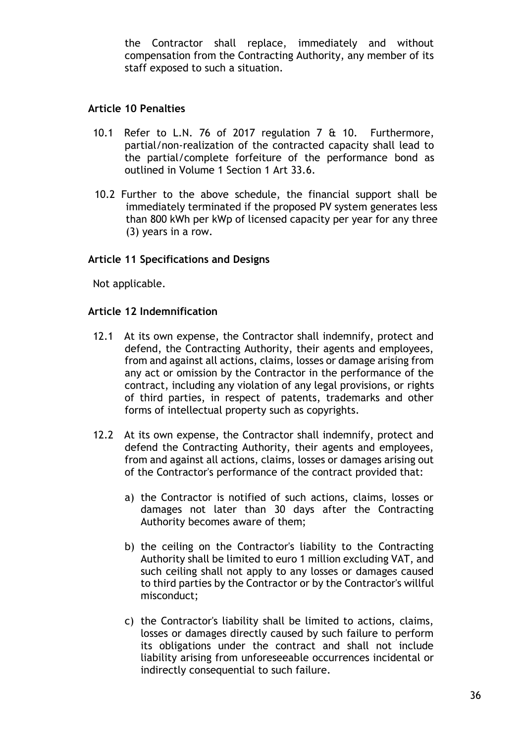the Contractor shall replace, immediately and without compensation from the Contracting Authority, any member of its staff exposed to such a situation.

### Article 10 Penalties

10.1 Refer to L.N. 76 of 2017 regulation 7 & 10. Furthermore, partial/non-realization of the contracted capacity shall lead to the partial/complete forfeiture of the performance bond as outlined in Volume 1 Section 1 Art 33.6.

10.2 Further to the above schedule, the financial support shall be immediately terminated if the proposed PV system generates less than 800 kWh per kWp of licensed capacity per year for any three (3) years in a row.

### Article 11 Specifications and Designs

Not applicable.

### Article 12 Indemnification

12.1 At its own expense, the Contractor shall indemnify, protect and defend, the Contracting Authority, their agents and employees, from and against all actions, claims, losses or damage arising from any act or omission by the Contractor in the performance of the contract, including any violation of any legal provisions, or rights of third parties, in respect of patents, trademarks and other forms of intellectual property such as copyrights.

12.2 At its own expense, the Contractor shall indemnify, protect and defend the Contracting Authority, their agents and employees, from and against all actions, claims, losses or damages arising out of the Contractor's performance of the contract provided that:

a) the Contractor is notified of such actions, claims, losses or damages not later than 30 days after the Contracting Authority becomes aware of them;

b) the ceiling on the Contractor's liability to the Contracting Authority shall be limited to euro 1 million excluding VAT, and such ceiling shall not apply to any losses or damages caused to third parties by the Contractor or by the Contractor's willful misconduct;

c) the Contractor's liability shall be limited to actions, claims, losses or damages directly caused by such failure to perform its obligations under the contract and shall not include liability arising from unforeseeable occurrences incidental or indirectly consequential to such failure.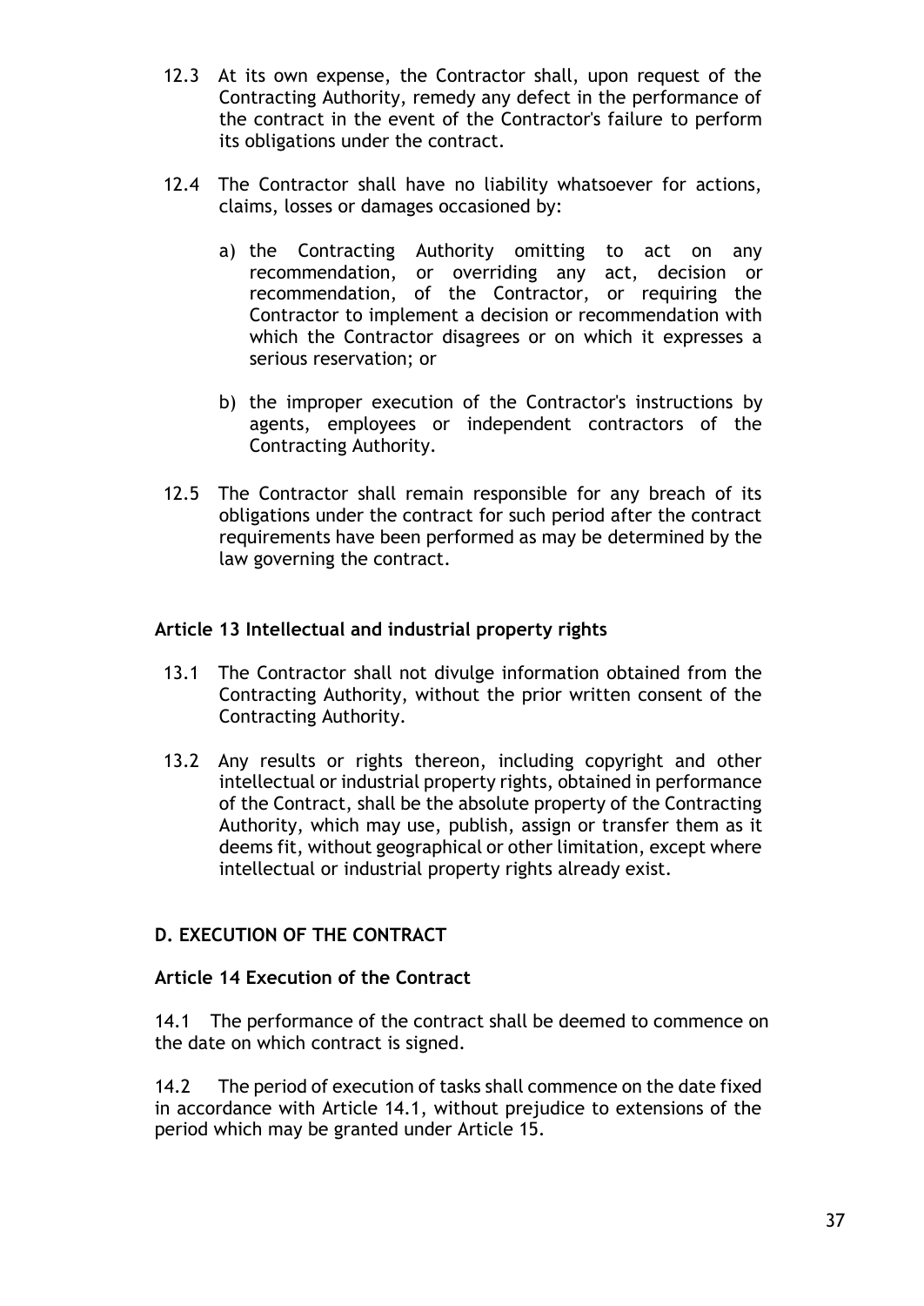12.3 At its own expense, the Contractor shall, upon request of the Contracting Authority, remedy any defect in the performance of the contract in the event of the Contractor's failure to perform its obligations under the contract.

12.4 The Contractor shall have no liability whatsoever for actions, claims, losses or damages occasioned by:

a) the Contracting Authority omitting to act on any recommendation, or overriding any act, decision or recommendation, of the Contractor, or requiring the Contractor to implement a decision or recommendation with which the Contractor disagrees or on which it expresses a serious reservation; or

b) the improper execution of the Contractor's instructions by agents, employees or independent contractors of the Contracting Authority.

12.5 The Contractor shall remain responsible for any breach of its obligations under the contract for such period after the contract requirements have been performed as may be determined by the law governing the contract.

### Article 13 Intellectual and industrial property rights

13.1 The Contractor shall not divulge information obtained from the Contracting Authority, without the prior written consent of the Contracting Authority.

13.2 Any results or rights thereon, including copyright and other intellectual or industrial property rights, obtained in performance of the Contract, shall be the absolute property of the Contracting Authority, which may use, publish, assign or transfer them as it deems fit, without geographical or other limitation, except where intellectual or industrial property rights already exist.

## D. EXECUTION OF THE CONTRACT

### Article 14 Execution of the Contract

14.1 The performance of the contract shall be deemed to commence on the date on which contract is signed.

14.2 The period of execution of tasks shall commence on the date fixed in accordance with Article 14.1, without prejudice to extensions of the period which may be granted under Article 15.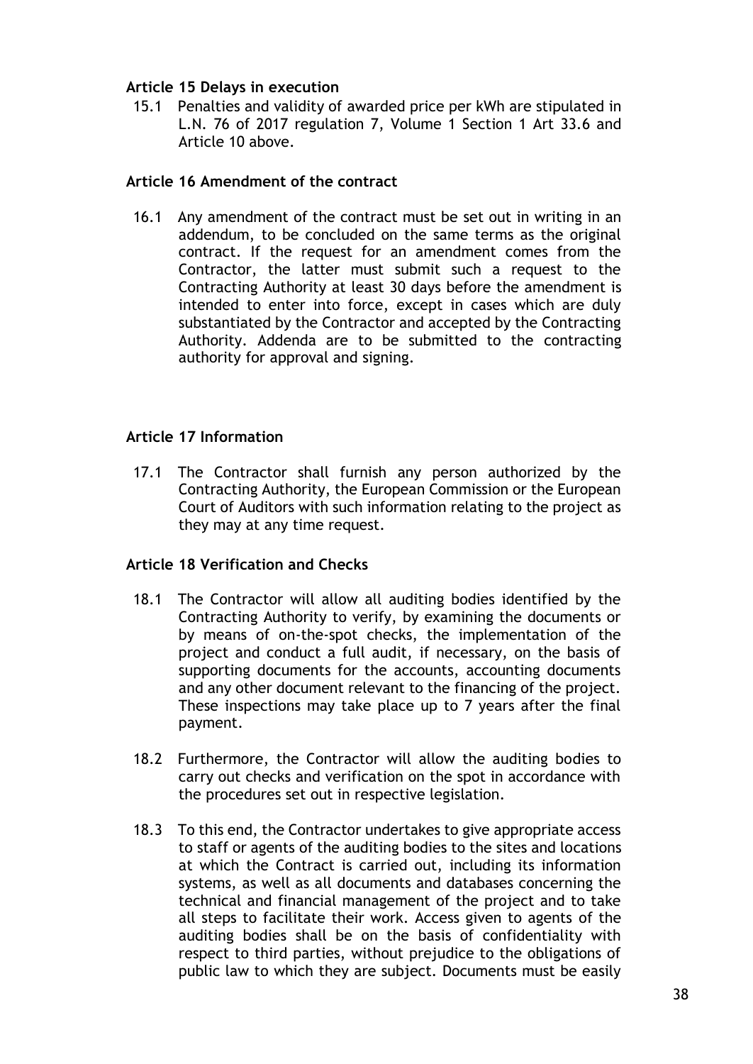**Article 15 Delays in execution**

15.1 Penalties and validity of awarded price per kWh are stipulated in L.N. 76 of 2017 regulation 7, Volume 1 Section 1 Art 33.6 and Article 10 above.

**Article 16 Amendment of the contract**

16.1 Any amendment of the contract must be set out in writing in an addendum, to be concluded on the same terms as the original contract. If the request for an amendment comes from the Contractor, the latter must submit such a request to the Contracting Authority at least 30 days before the amendment is intended to enter into force, except in cases which are duly substantiated by the Contractor and accepted by the Contracting Authority. Addenda are to be submitted to the contracting authority for approval and signing.

**Article 17 Information**

17.1 The Contractor shall furnish any person authorized by the Contracting Authority, the European Commission or the European Court of Auditors with such information relating to the project as they may at any time request.

**Article 18 Verification and Checks**

18.1 The Contractor will allow all auditing bodies identified by the Contracting Authority to verify, by examining the documents or by means of on-the-spot checks, the implementation of the project and conduct a full audit, if necessary, on the basis of supporting documents for the accounts, accounting documents and any other document relevant to the financing of the project. These inspections may take place up to 7 years after the final payment.

18.2 Furthermore, the Contractor will allow the auditing bodies to carry out checks and verification on the spot in accordance with the procedures set out in respective legislation.

18.3 To this end, the Contractor undertakes to give appropriate access to staff or agents of the auditing bodies to the sites and locations at which the Contract is carried out, including its information systems, as well as all documents and databases concerning the technical and financial management of the project and to take all steps to facilitate their work. Access given to agents of the auditing bodies shall be on the basis of confidentiality with respect to third parties, without prejudice to the obligations of public law to which they are subject. Documents must be easily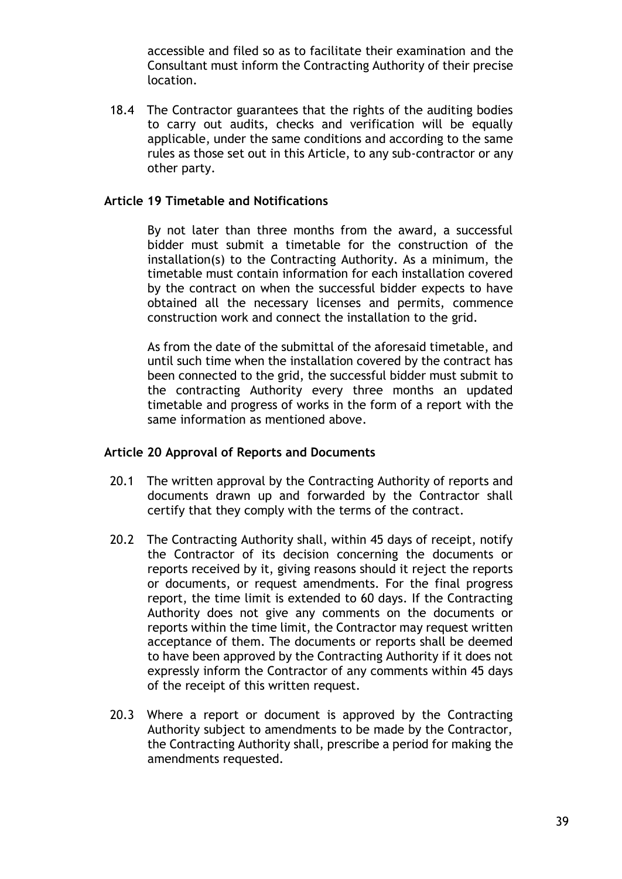accessible and filed so as to facilitate their examination and the Consultant must inform the Contracting Authority of their precise location.

18.4 The Contractor guarantees that the rights of the auditing bodies to carry out audits, checks and verification will be equally applicable, under the same conditions and according to the same rules as those set out in this Article, to any sub-contractor or any other party.

**Article 19 Timetable and Notifications**

By not later than three months from the award, a successful bidder must submit a timetable for the construction of the installation(s) to the Contracting Authority. As a minimum, the timetable must contain information for each installation covered by the contract on when the successful bidder expects to have obtained all the necessary licenses and permits, commence construction work and connect the installation to the grid.

As from the date of the submittal of the aforesaid timetable, and until such time when the installation covered by the contract has been connected to the grid, the successful bidder must submit to the contracting Authority every three months an updated timetable and progress of works in the form of a report with the same information as mentioned above.

**Article 20 Approval of Reports and Documents**

20.1 The written approval by the Contracting Authority of reports and documents drawn up and forwarded by the Contractor shall certify that they comply with the terms of the contract.

20.2 The Contracting Authority shall, within 45 days of receipt, notify the Contractor of its decision concerning the documents or reports received by it, giving reasons should it reject the reports or documents, or request amendments. For the final progress report, the time limit is extended to 60 days. If the Contracting Authority does not give any comments on the documents or reports within the time limit, the Contractor may request written acceptance of them. The documents or reports shall be deemed to have been approved by the Contracting Authority if it does not expressly inform the Contractor of any comments within 45 days of the receipt of this written request.

20.3 Where a report or document is approved by the Contracting Authority subject to amendments to be made by the Contractor, the Contracting Authority shall, prescribe a period for making the amendments requested.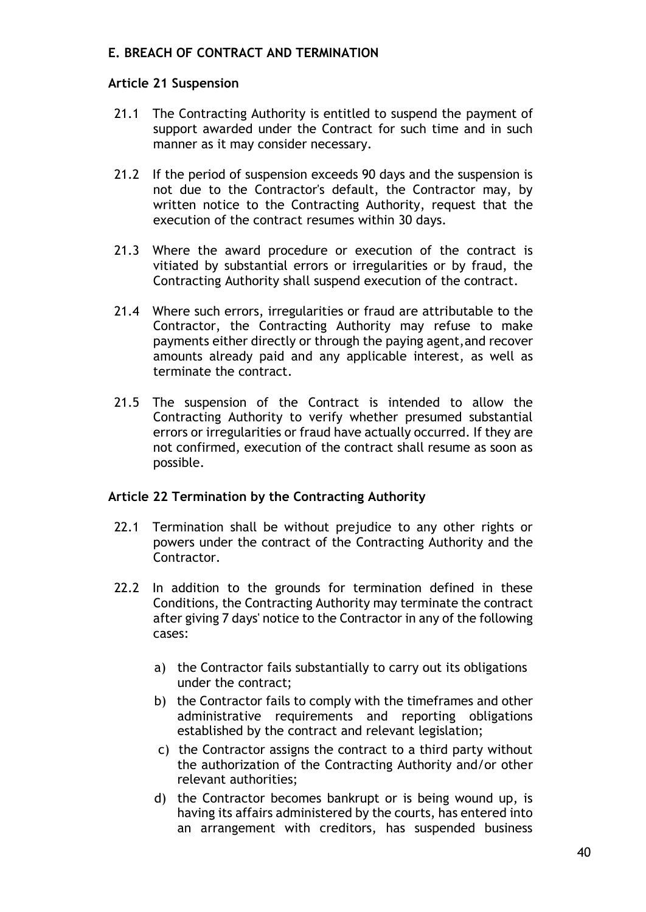## E. BREACH OF CONTRACT AND TERMINATION

### Article 21 Suspension

21.1 The Contracting Authority is entitled to suspend the payment of support awarded under the Contract for such time and in such manner as it may consider necessary.

21.2 If the period of suspension exceeds 90 days and the suspension is not due to the Contractor's default, the Contractor may, by written notice to the Contracting Authority, request that the execution of the contract resumes within 30 days.

21.3 Where the award procedure or execution of the contract is vitiated by substantial errors or irregularities or by fraud, the Contracting Authority shall suspend execution of the contract.

21.4 Where such errors, irregularities or fraud are attributable to the Contractor, the Contracting Authority may refuse to make payments either directly or through the paying agent,and recover amounts already paid and any applicable interest, as well as terminate the contract.

21.5 The suspension of the Contract is intended to allow the Contracting Authority to verify whether presumed substantial errors or irregularities or fraud have actually occurred. If they are not confirmed, execution of the contract shall resume as soon as possible.

### Article 22 Termination by the Contracting Authority

22.1 Termination shall be without prejudice to any other rights or powers under the contract of the Contracting Authority and the Contractor.

22.2 In addition to the grounds for termination defined in these Conditions, the Contracting Authority may terminate the contract after giving 7 days' notice to the Contractor in any of the following cases:

a) the Contractor fails substantially to carry out its obligations under the contract;
b) the Contractor fails to comply with the timeframes and other administrative requirements and reporting obligations established by the contract and relevant legislation;
c) the Contractor assigns the contract to a third party without the authorization of the Contracting Authority and/or other relevant authorities;
d) the Contractor becomes bankrupt or is being wound up, is having its affairs administered by the courts, has entered into an arrangement with creditors, has suspended business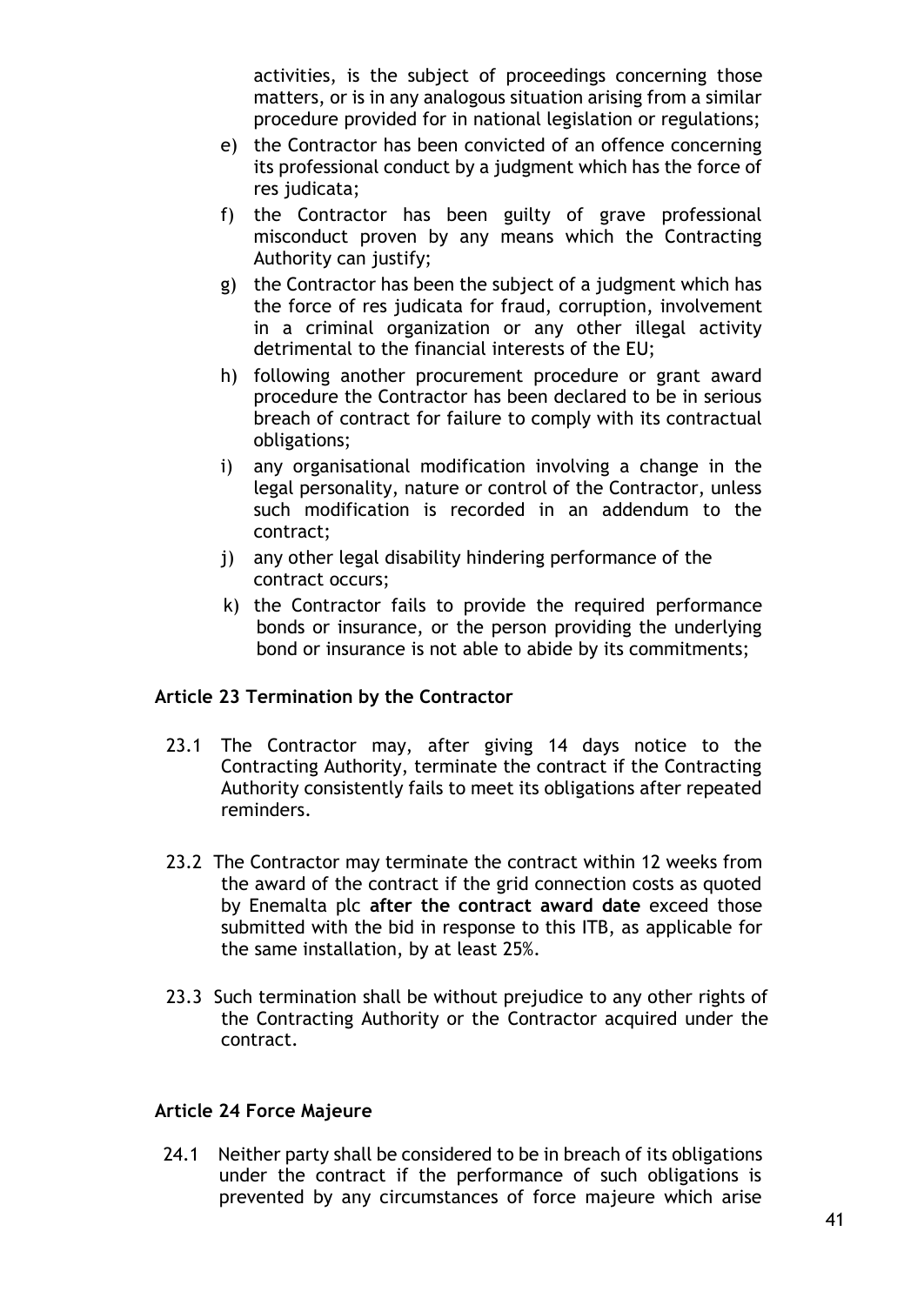activities, is the subject of proceedings concerning those matters, or is in any analogous situation arising from a similar procedure provided for in national legislation or regulations;

e) the Contractor has been convicted of an offence concerning its professional conduct by a judgment which has the force of res judicata;

f) the Contractor has been guilty of grave professional misconduct proven by any means which the Contracting Authority can justify;

g) the Contractor has been the subject of a judgment which has the force of res judicata for fraud, corruption, involvement in a criminal organization or any other illegal activity detrimental to the financial interests of the EU;

h) following another procurement procedure or grant award procedure the Contractor has been declared to be in serious breach of contract for failure to comply with its contractual obligations;

i) any organisational modification involving a change in the legal personality, nature or control of the Contractor, unless such modification is recorded in an addendum to the contract;

j) any other legal disability hindering performance of the contract occurs;

k) the Contractor fails to provide the required performance bonds or insurance, or the person providing the underlying bond or insurance is not able to abide by its commitments;

### Article 23 Termination by the Contractor

23.1 The Contractor may, after giving 14 days notice to the Contracting Authority, terminate the contract if the Contracting Authority consistently fails to meet its obligations after repeated reminders.

23.2 The Contractor may terminate the contract within 12 weeks from the award of the contract if the grid connection costs as quoted by Enemalta plc **after the contract award date** exceed those submitted with the bid in response to this ITB, as applicable for the same installation, by at least 25%.

23.3 Such termination shall be without prejudice to any other rights of the Contracting Authority or the Contractor acquired under the contract.

### Article 24 Force Majeure

24.1 Neither party shall be considered to be in breach of its obligations under the contract if the performance of such obligations is prevented by any circumstances of force majeure which arise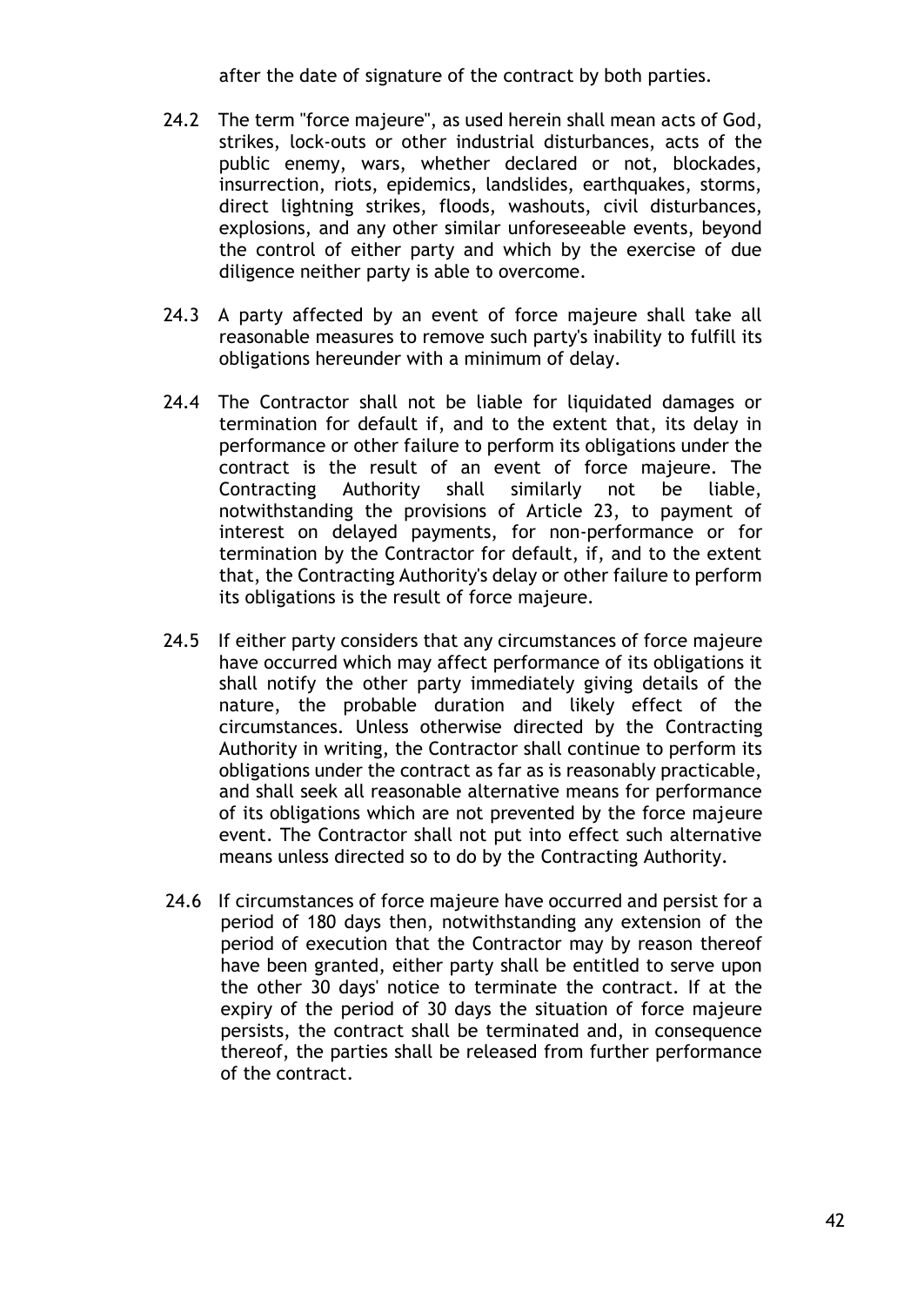after the date of signature of the contract by both parties.

24.2 The term "force majeure", as used herein shall mean acts of God, strikes, lock-outs or other industrial disturbances, acts of the public enemy, wars, whether declared or not, blockades, insurrection, riots, epidemics, landslides, earthquakes, storms, direct lightning strikes, floods, washouts, civil disturbances, explosions, and any other similar unforeseeable events, beyond the control of either party and which by the exercise of due diligence neither party is able to overcome.

24.3 A party affected by an event of force majeure shall take all reasonable measures to remove such party's inability to fulfill its obligations hereunder with a minimum of delay.

24.4 The Contractor shall not be liable for liquidated damages or termination for default if, and to the extent that, its delay in performance or other failure to perform its obligations under the contract is the result of an event of force majeure. The Contracting Authority shall similarly not be liable, notwithstanding the provisions of Article 23, to payment of interest on delayed payments, for non-performance or for termination by the Contractor for default, if, and to the extent that, the Contracting Authority's delay or other failure to perform its obligations is the result of force majeure.

24.5 If either party considers that any circumstances of force majeure have occurred which may affect performance of its obligations it shall notify the other party immediately giving details of the nature, the probable duration and likely effect of the circumstances. Unless otherwise directed by the Contracting Authority in writing, the Contractor shall continue to perform its obligations under the contract as far as is reasonably practicable, and shall seek all reasonable alternative means for performance of its obligations which are not prevented by the force majeure event. The Contractor shall not put into effect such alternative means unless directed so to do by the Contracting Authority.

24.6 If circumstances of force majeure have occurred and persist for a period of 180 days then, notwithstanding any extension of the period of execution that the Contractor may by reason thereof have been granted, either party shall be entitled to serve upon the other 30 days' notice to terminate the contract. If at the expiry of the period of 30 days the situation of force majeure persists, the contract shall be terminated and, in consequence thereof, the parties shall be released from further performance of the contract.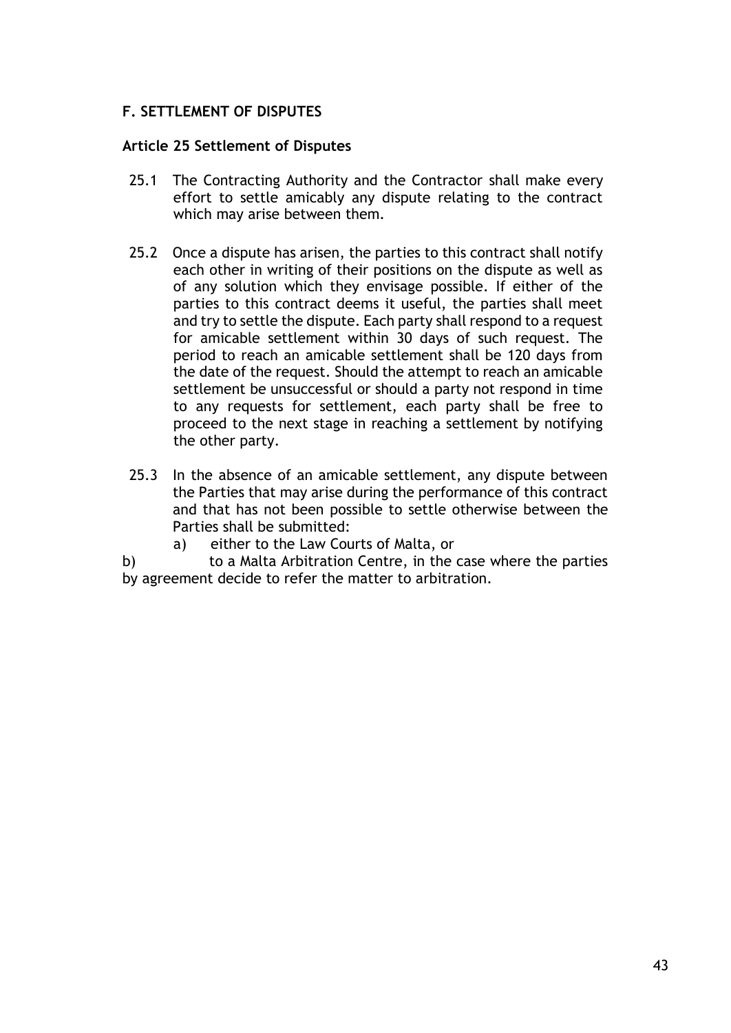## F. SETTLEMENT OF DISPUTES

### Article 25 Settlement of Disputes

25.1 The Contracting Authority and the Contractor shall make every effort to settle amicably any dispute relating to the contract which may arise between them.

25.2 Once a dispute has arisen, the parties to this contract shall notify each other in writing of their positions on the dispute as well as of any solution which they envisage possible. If either of the parties to this contract deems it useful, the parties shall meet and try to settle the dispute. Each party shall respond to a request for amicable settlement within 30 days of such request. The period to reach an amicable settlement shall be 120 days from the date of the request. Should the attempt to reach an amicable settlement be unsuccessful or should a party not respond in time to any requests for settlement, each party shall be free to proceed to the next stage in reaching a settlement by notifying the other party.

25.3 In the absence of an amicable settlement, any dispute between the Parties that may arise during the performance of this contract and that has not been possible to settle otherwise between the Parties shall be submitted:

a) either to the Law Courts of Malta, or

b) to a Malta Arbitration Centre, in the case where the parties by agreement decide to refer the matter to arbitration.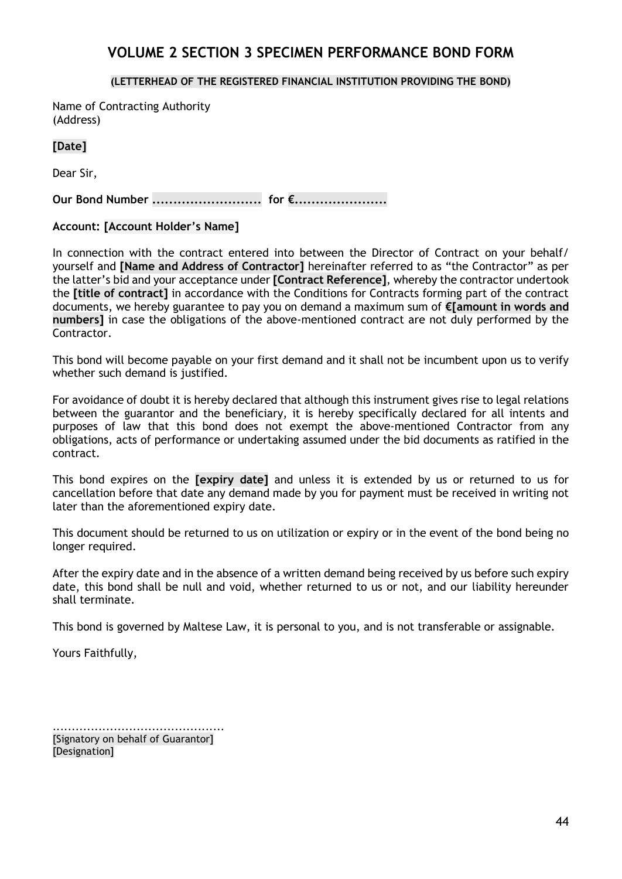# VOLUME 2 SECTION 3 SPECIMEN PERFORMANCE BOND FORM

**(LETTERHEAD OF THE REGISTERED FINANCIAL INSTITUTION PROVIDING THE BOND)**

Name of Contracting Authority
(Address)

**[Date]**

Dear Sir,

**Our Bond Number .......................... for €......................**

**Account: [Account Holder's Name]**

In connection with the contract entered into between the Director of Contract on your behalf/ yourself and **[Name and Address of Contractor]** hereinafter referred to as "the Contractor" as per the latter's bid and your acceptance under **[Contract Reference]**, whereby the contractor undertook the **[title of contract]** in accordance with the Conditions for Contracts forming part of the contract documents, we hereby guarantee to pay you on demand a maximum sum of **€[amount in words and numbers]** in case the obligations of the above-mentioned contract are not duly performed by the Contractor.

This bond will become payable on your first demand and it shall not be incumbent upon us to verify whether such demand is justified.

For avoidance of doubt it is hereby declared that although this instrument gives rise to legal relations between the guarantor and the beneficiary, it is hereby specifically declared for all intents and purposes of law that this bond does not exempt the above-mentioned Contractor from any obligations, acts of performance or undertaking assumed under the bid documents as ratified in the contract.

This bond expires on the **[expiry date]** and unless it is extended by us or returned to us for cancellation before that date any demand made by you for payment must be received in writing not later than the aforementioned expiry date.

This document should be returned to us on utilization or expiry or in the event of the bond being no longer required.

After the expiry date and in the absence of a written demand being received by us before such expiry date, this bond shall be null and void, whether returned to us or not, and our liability hereunder shall terminate.

This bond is governed by Maltese Law, it is personal to you, and is not transferable or assignable.

Yours Faithfully,

.............................................
[Signatory on behalf of Guarantor]
[Designation]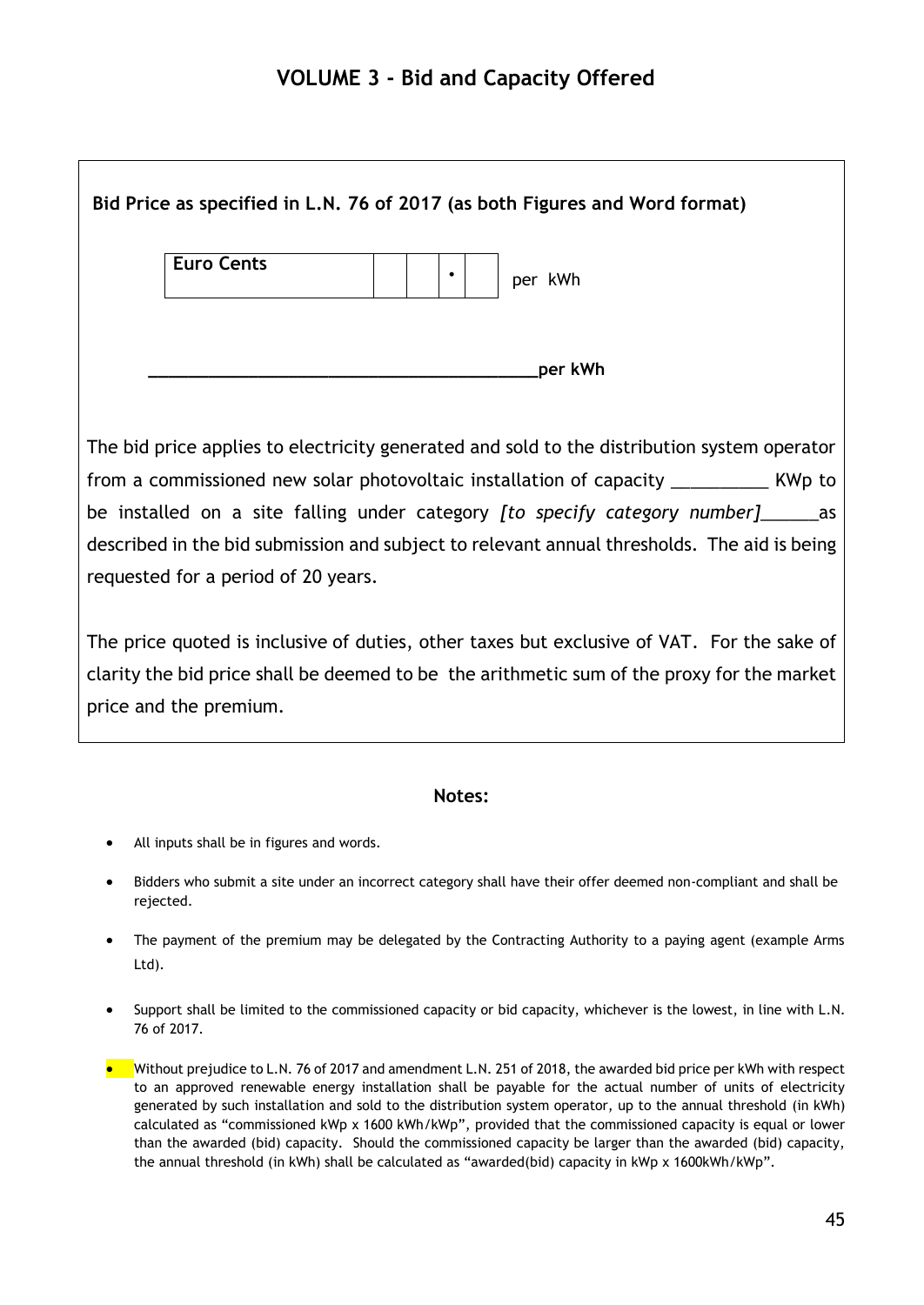## VOLUME 3 - Bid and Capacity Offered

**Bid Price as specified in L.N. 76 of 2017 (as both Figures and Word format)**

| **Euro Cents** | | | • | | per kWh |
|---|---|---|---|---|---|

**_________________________________________per kWh**

The bid price applies to electricity generated and sold to the distribution system operator from a commissioned new solar photovoltaic installation of capacity __________ KWp to be installed on a site falling under category *[to specify category number]*______as described in the bid submission and subject to relevant annual thresholds. The aid is being requested for a period of 20 years.

The price quoted is inclusive of duties, other taxes but exclusive of VAT. For the sake of clarity the bid price shall be deemed to be the arithmetic sum of the proxy for the market price and the premium.

**Notes:**

- All inputs shall be in figures and words.
- Bidders who submit a site under an incorrect category shall have their offer deemed non-compliant and shall be rejected.
- The payment of the premium may be delegated by the Contracting Authority to a paying agent (example Arms Ltd).
- Support shall be limited to the commissioned capacity or bid capacity, whichever is the lowest, in line with L.N. 76 of 2017.
- Without prejudice to L.N. 76 of 2017 and amendment L.N. 251 of 2018, the awarded bid price per kWh with respect to an approved renewable energy installation shall be payable for the actual number of units of electricity generated by such installation and sold to the distribution system operator, up to the annual threshold (in kWh) calculated as "commissioned kWp x 1600 kWh/kWp", provided that the commissioned capacity is equal or lower than the awarded (bid) capacity. Should the commissioned capacity be larger than the awarded (bid) capacity, the annual threshold (in kWh) shall be calculated as "awarded(bid) capacity in kWp x 1600kWh/kWp".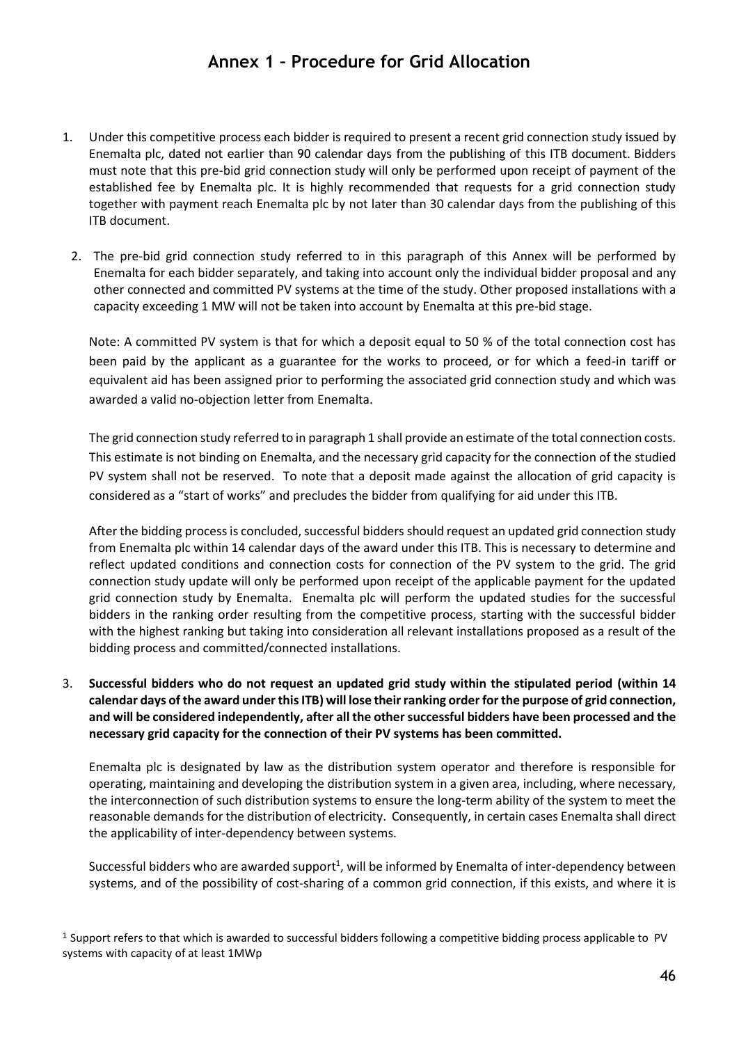# Annex 1 – Procedure for Grid Allocation

1. Under this competitive process each bidder is required to present a recent grid connection study issued by Enemalta plc, dated not earlier than 90 calendar days from the publishing of this ITB document. Bidders must note that this pre-bid grid connection study will only be performed upon receipt of payment of the established fee by Enemalta plc. It is highly recommended that requests for a grid connection study together with payment reach Enemalta plc by not later than 30 calendar days from the publishing of this ITB document.

2. The pre-bid grid connection study referred to in this paragraph of this Annex will be performed by Enemalta for each bidder separately, and taking into account only the individual bidder proposal and any other connected and committed PV systems at the time of the study. Other proposed installations with a capacity exceeding 1 MW will not be taken into account by Enemalta at this pre-bid stage.

   Note: A committed PV system is that for which a deposit equal to 50 % of the total connection cost has been paid by the applicant as a guarantee for the works to proceed, or for which a feed-in tariff or equivalent aid has been assigned prior to performing the associated grid connection study and which was awarded a valid no-objection letter from Enemalta.

   The grid connection study referred to in paragraph 1 shall provide an estimate of the total connection costs. This estimate is not binding on Enemalta, and the necessary grid capacity for the connection of the studied PV system shall not be reserved. To note that a deposit made against the allocation of grid capacity is considered as a "start of works" and precludes the bidder from qualifying for aid under this ITB.

   After the bidding process is concluded, successful bidders should request an updated grid connection study from Enemalta plc within 14 calendar days of the award under this ITB. This is necessary to determine and reflect updated conditions and connection costs for connection of the PV system to the grid. The grid connection study update will only be performed upon receipt of the applicable payment for the updated grid connection study by Enemalta. Enemalta plc will perform the updated studies for the successful bidders in the ranking order resulting from the competitive process, starting with the successful bidder with the highest ranking but taking into consideration all relevant installations proposed as a result of the bidding process and committed/connected installations.

3. **Successful bidders who do not request an updated grid study within the stipulated period (within 14 calendar days of the award under this ITB) will lose their ranking order for the purpose of grid connection, and will be considered independently, after all the other successful bidders have been processed and the necessary grid capacity for the connection of their PV systems has been committed.**

   Enemalta plc is designated by law as the distribution system operator and therefore is responsible for operating, maintaining and developing the distribution system in a given area, including, where necessary, the interconnection of such distribution systems to ensure the long-term ability of the system to meet the reasonable demands for the distribution of electricity. Consequently, in certain cases Enemalta shall direct the applicability of inter-dependency between systems.

   Successful bidders who are awarded support[1], will be informed by Enemalta of inter-dependency between systems, and of the possibility of cost-sharing of a common grid connection, if this exists, and where it is

[1] Support refers to that which is awarded to successful bidders following a competitive bidding process applicable to PV systems with capacity of at least 1MWp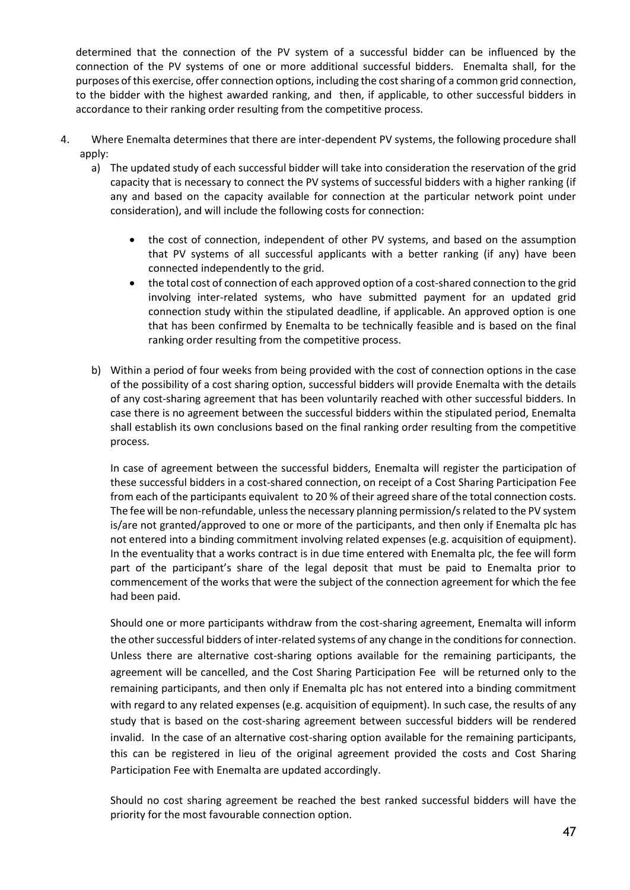determined that the connection of the PV system of a successful bidder can be influenced by the connection of the PV systems of one or more additional successful bidders. Enemalta shall, for the purposes of this exercise, offer connection options, including the cost sharing of a common grid connection, to the bidder with the highest awarded ranking, and then, if applicable, to other successful bidders in accordance to their ranking order resulting from the competitive process.

4. Where Enemalta determines that there are inter-dependent PV systems, the following procedure shall apply:

   a) The updated study of each successful bidder will take into consideration the reservation of the grid capacity that is necessary to connect the PV systems of successful bidders with a higher ranking (if any and based on the capacity available for connection at the particular network point under consideration), and will include the following costs for connection:

      - the cost of connection, independent of other PV systems, and based on the assumption that PV systems of all successful applicants with a better ranking (if any) have been connected independently to the grid.
      - the total cost of connection of each approved option of a cost-shared connection to the grid involving inter-related systems, who have submitted payment for an updated grid connection study within the stipulated deadline, if applicable. An approved option is one that has been confirmed by Enemalta to be technically feasible and is based on the final ranking order resulting from the competitive process.

   b) Within a period of four weeks from being provided with the cost of connection options in the case of the possibility of a cost sharing option, successful bidders will provide Enemalta with the details of any cost-sharing agreement that has been voluntarily reached with other successful bidders. In case there is no agreement between the successful bidders within the stipulated period, Enemalta shall establish its own conclusions based on the final ranking order resulting from the competitive process.

      In case of agreement between the successful bidders, Enemalta will register the participation of these successful bidders in a cost-shared connection, on receipt of a Cost Sharing Participation Fee from each of the participants equivalent to 20 % of their agreed share of the total connection costs. The fee will be non-refundable, unless the necessary planning permission/s related to the PV system is/are not granted/approved to one or more of the participants, and then only if Enemalta plc has not entered into a binding commitment involving related expenses (e.g. acquisition of equipment). In the eventuality that a works contract is in due time entered with Enemalta plc, the fee will form part of the participant's share of the legal deposit that must be paid to Enemalta prior to commencement of the works that were the subject of the connection agreement for which the fee had been paid.

      Should one or more participants withdraw from the cost-sharing agreement, Enemalta will inform the other successful bidders of inter-related systems of any change in the conditions for connection. Unless there are alternative cost-sharing options available for the remaining participants, the agreement will be cancelled, and the Cost Sharing Participation Fee will be returned only to the remaining participants, and then only if Enemalta plc has not entered into a binding commitment with regard to any related expenses (e.g. acquisition of equipment). In such case, the results of any study that is based on the cost-sharing agreement between successful bidders will be rendered invalid. In the case of an alternative cost-sharing option available for the remaining participants, this can be registered in lieu of the original agreement provided the costs and Cost Sharing Participation Fee with Enemalta are updated accordingly.

      Should no cost sharing agreement be reached the best ranked successful bidders will have the priority for the most favourable connection option.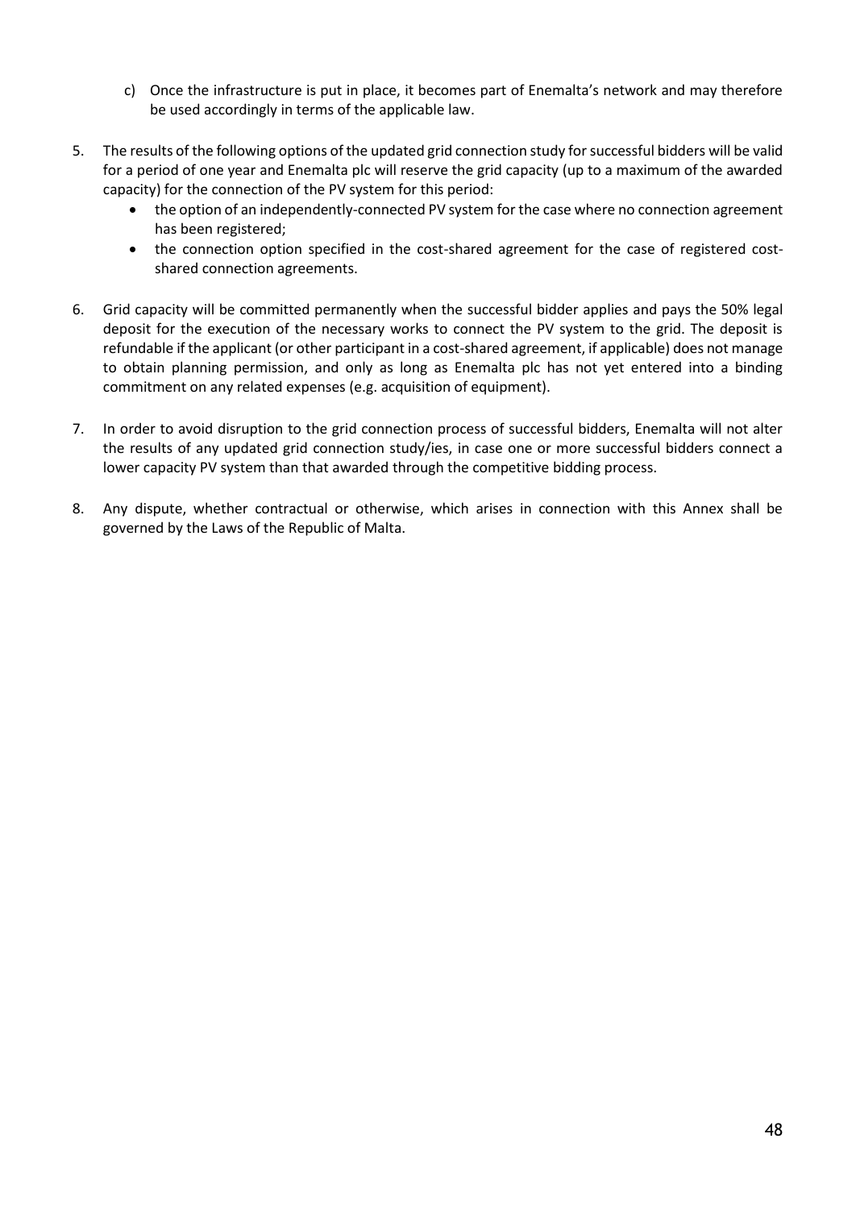c) Once the infrastructure is put in place, it becomes part of Enemalta's network and may therefore be used accordingly in terms of the applicable law.

5. The results of the following options of the updated grid connection study for successful bidders will be valid for a period of one year and Enemalta plc will reserve the grid capacity (up to a maximum of the awarded capacity) for the connection of the PV system for this period:
   - the option of an independently-connected PV system for the case where no connection agreement has been registered;
   - the connection option specified in the cost-shared agreement for the case of registered cost-shared connection agreements.

6. Grid capacity will be committed permanently when the successful bidder applies and pays the 50% legal deposit for the execution of the necessary works to connect the PV system to the grid. The deposit is refundable if the applicant (or other participant in a cost-shared agreement, if applicable) does not manage to obtain planning permission, and only as long as Enemalta plc has not yet entered into a binding commitment on any related expenses (e.g. acquisition of equipment).

7. In order to avoid disruption to the grid connection process of successful bidders, Enemalta will not alter the results of any updated grid connection study/ies, in case one or more successful bidders connect a lower capacity PV system than that awarded through the competitive bidding process.

8. Any dispute, whether contractual or otherwise, which arises in connection with this Annex shall be governed by the Laws of the Republic of Malta.